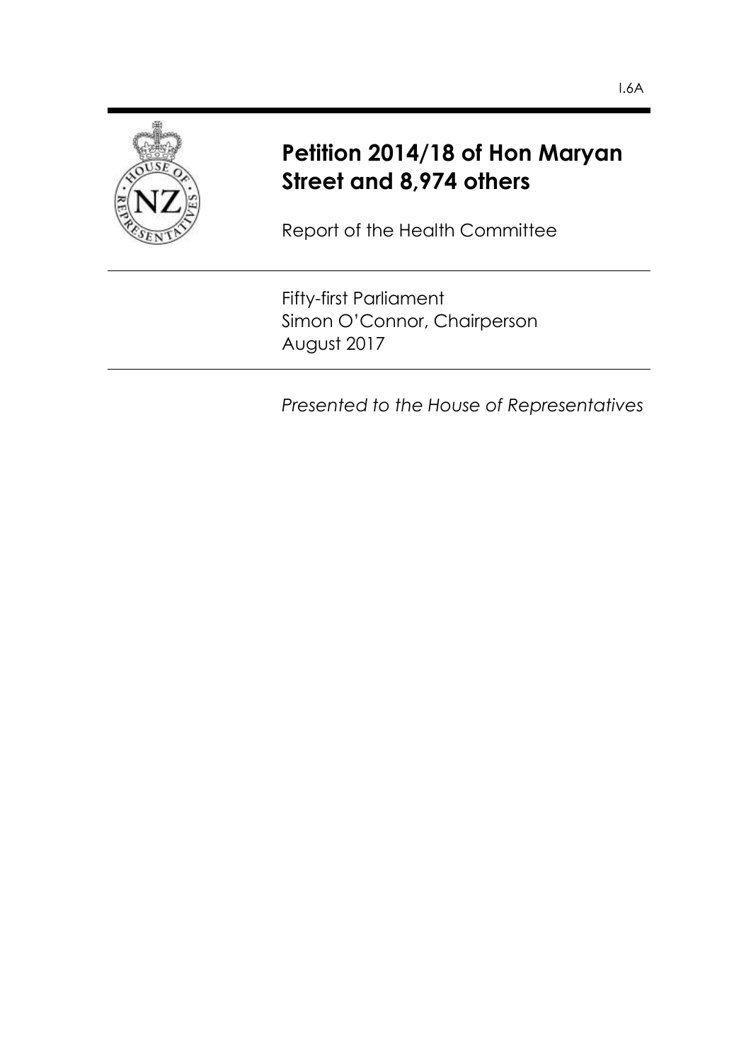I.6A

# Petition 2014/18 of Hon Maryan Street and 8,974 others

Report of the Health Committee

Fifty-first Parliament
Simon O'Connor, Chairperson
August 2017

*Presented to the House of Representatives*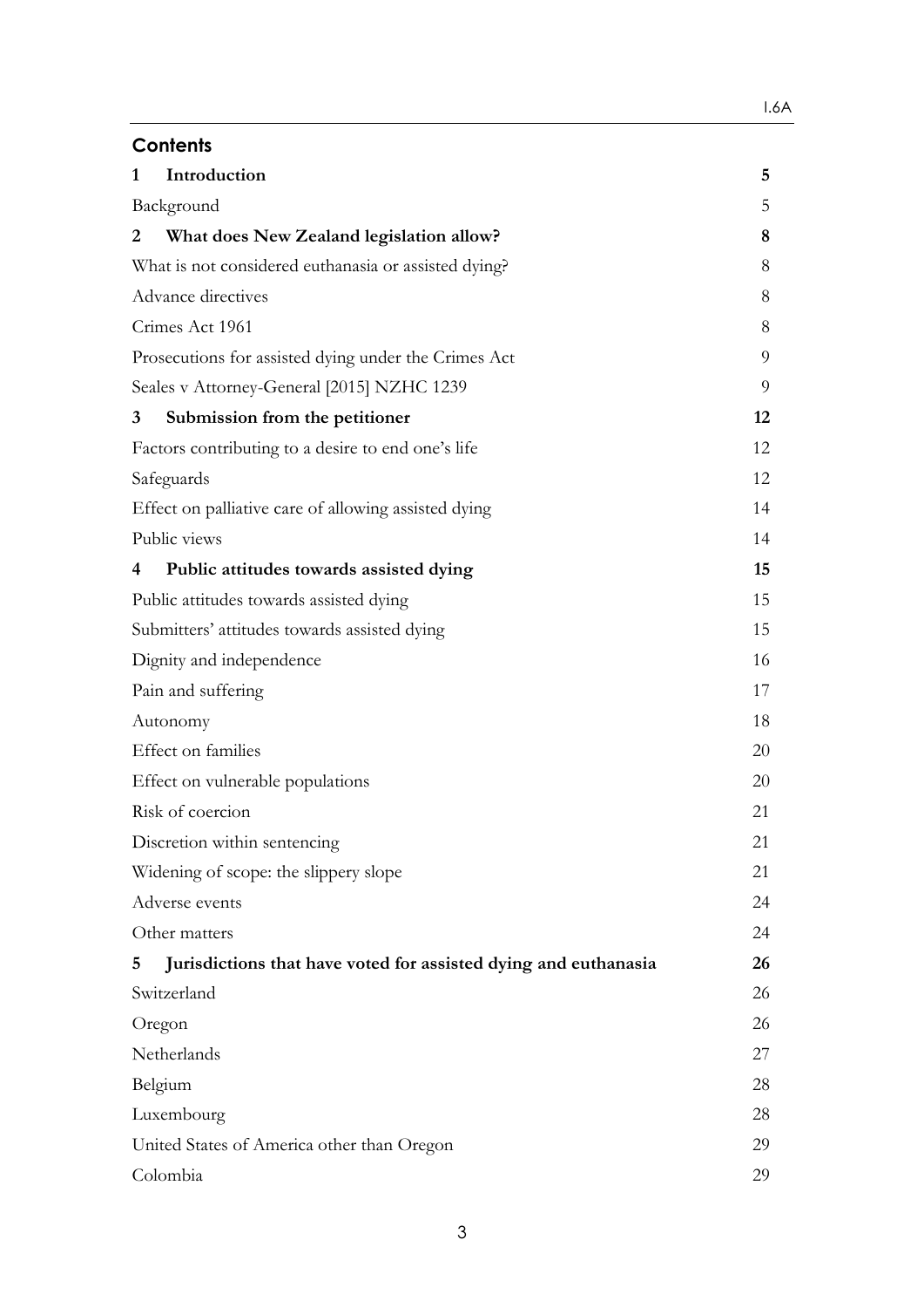## Contents

| | |
|---|---|
| **1 Introduction** | **5** |
| Background | 5 |
| **2 What does New Zealand legislation allow?** | **8** |
| What is not considered euthanasia or assisted dying? | 8 |
| Advance directives | 8 |
| Crimes Act 1961 | 8 |
| Prosecutions for assisted dying under the Crimes Act | 9 |
| Seales v Attorney-General [2015] NZHC 1239 | 9 |
| **3 Submission from the petitioner** | **12** |
| Factors contributing to a desire to end one's life | 12 |
| Safeguards | 12 |
| Effect on palliative care of allowing assisted dying | 14 |
| Public views | 14 |
| **4 Public attitudes towards assisted dying** | **15** |
| Public attitudes towards assisted dying | 15 |
| Submitters' attitudes towards assisted dying | 15 |
| Dignity and independence | 16 |
| Pain and suffering | 17 |
| Autonomy | 18 |
| Effect on families | 20 |
| Effect on vulnerable populations | 20 |
| Risk of coercion | 21 |
| Discretion within sentencing | 21 |
| Widening of scope: the slippery slope | 21 |
| Adverse events | 24 |
| Other matters | 24 |
| **5 Jurisdictions that have voted for assisted dying and euthanasia** | **26** |
| Switzerland | 26 |
| Oregon | 26 |
| Netherlands | 27 |
| Belgium | 28 |
| Luxembourg | 28 |
| United States of America other than Oregon | 29 |
| Colombia | 29 |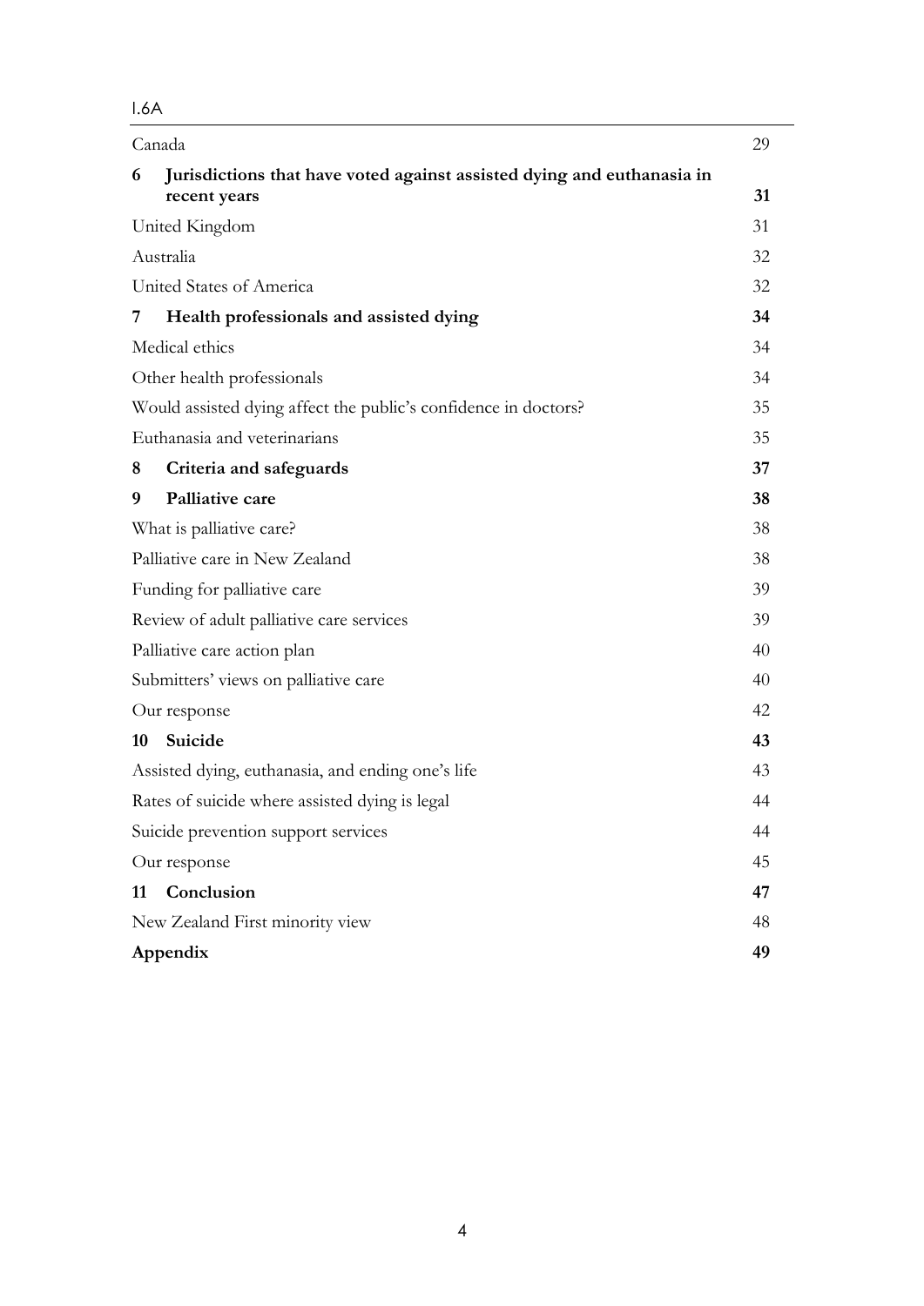| | |
|---|---|
| Canada | 29 |
| **6 Jurisdictions that have voted against assisted dying and euthanasia in recent years** | **31** |
| United Kingdom | 31 |
| Australia | 32 |
| United States of America | 32 |
| **7 Health professionals and assisted dying** | **34** |
| Medical ethics | 34 |
| Other health professionals | 34 |
| Would assisted dying affect the public's confidence in doctors? | 35 |
| Euthanasia and veterinarians | 35 |
| **8 Criteria and safeguards** | **37** |
| **9 Palliative care** | **38** |
| What is palliative care? | 38 |
| Palliative care in New Zealand | 38 |
| Funding for palliative care | 39 |
| Review of adult palliative care services | 39 |
| Palliative care action plan | 40 |
| Submitters' views on palliative care | 40 |
| Our response | 42 |
| **10 Suicide** | **43** |
| Assisted dying, euthanasia, and ending one's life | 43 |
| Rates of suicide where assisted dying is legal | 44 |
| Suicide prevention support services | 44 |
| Our response | 45 |
| **11 Conclusion** | **47** |
| New Zealand First minority view | 48 |
| **Appendix** | **49** |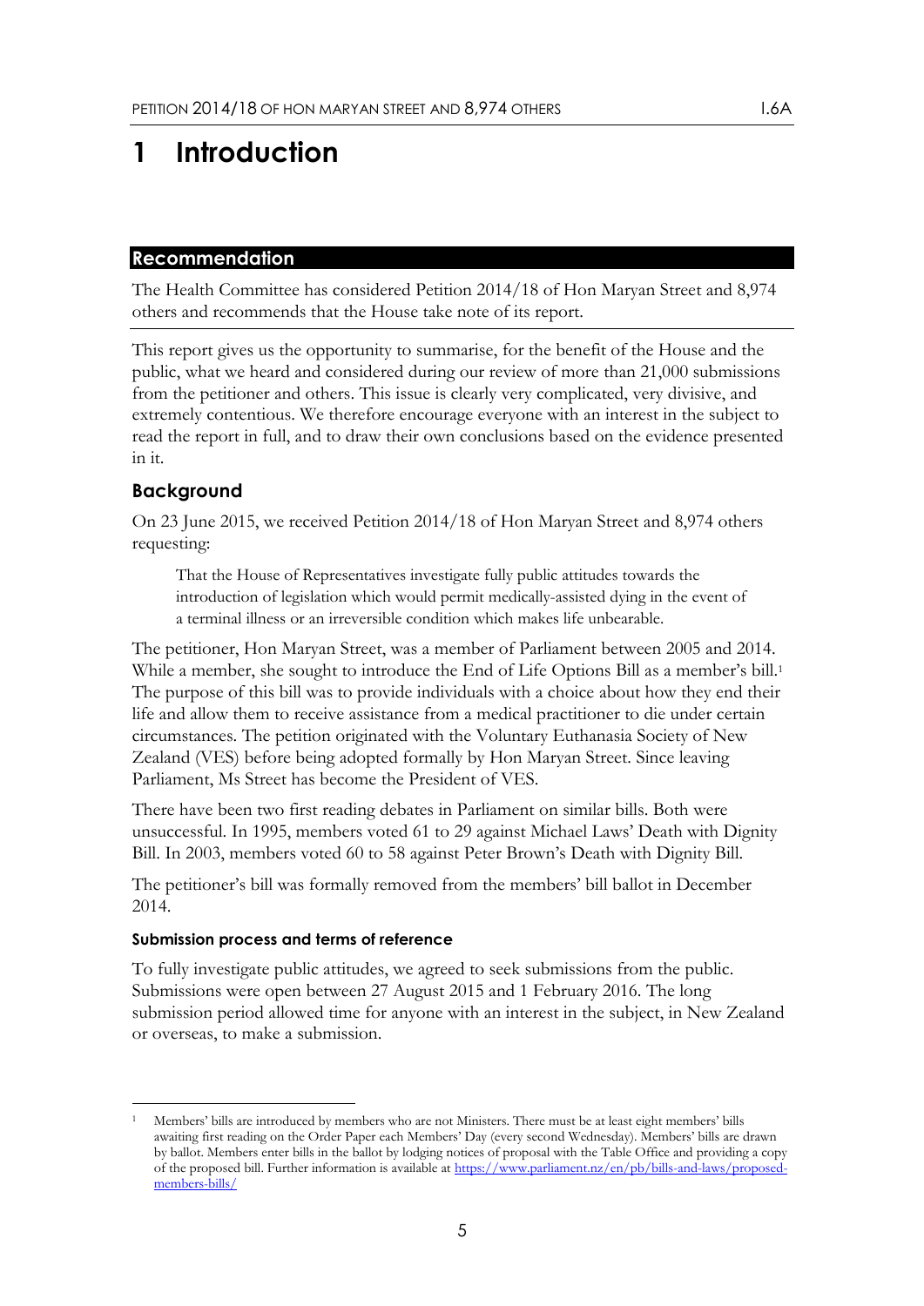# 1 Introduction

## Recommendation

The Health Committee has considered Petition 2014/18 of Hon Maryan Street and 8,974 others and recommends that the House take note of its report.

This report gives us the opportunity to summarise, for the benefit of the House and the public, what we heard and considered during our review of more than 21,000 submissions from the petitioner and others. This issue is clearly very complicated, very divisive, and extremely contentious. We therefore encourage everyone with an interest in the subject to read the report in full, and to draw their own conclusions based on the evidence presented in it.

## Background

On 23 June 2015, we received Petition 2014/18 of Hon Maryan Street and 8,974 others requesting:

> That the House of Representatives investigate fully public attitudes towards the introduction of legislation which would permit medically-assisted dying in the event of a terminal illness or an irreversible condition which makes life unbearable.

The petitioner, Hon Maryan Street, was a member of Parliament between 2005 and 2014. While a member, she sought to introduce the End of Life Options Bill as a member's bill.[1] The purpose of this bill was to provide individuals with a choice about how they end their life and allow them to receive assistance from a medical practitioner to die under certain circumstances. The petition originated with the Voluntary Euthanasia Society of New Zealand (VES) before being adopted formally by Hon Maryan Street. Since leaving Parliament, Ms Street has become the President of VES.

There have been two first reading debates in Parliament on similar bills. Both were unsuccessful. In 1995, members voted 61 to 29 against Michael Laws' Death with Dignity Bill. In 2003, members voted 60 to 58 against Peter Brown's Death with Dignity Bill.

The petitioner's bill was formally removed from the members' bill ballot in December 2014.

### Submission process and terms of reference

To fully investigate public attitudes, we agreed to seek submissions from the public. Submissions were open between 27 August 2015 and 1 February 2016. The long submission period allowed time for anyone with an interest in the subject, in New Zealand or overseas, to make a submission.

---

[1] Members' bills are introduced by members who are not Ministers. There must be at least eight members' bills awaiting first reading on the Order Paper each Members' Day (every second Wednesday). Members' bills are drawn by ballot. Members enter bills in the ballot by lodging notices of proposal with the Table Office and providing a copy of the proposed bill. Further information is available at https://www.parliament.nz/en/pb/bills-and-laws/proposed-members-bills/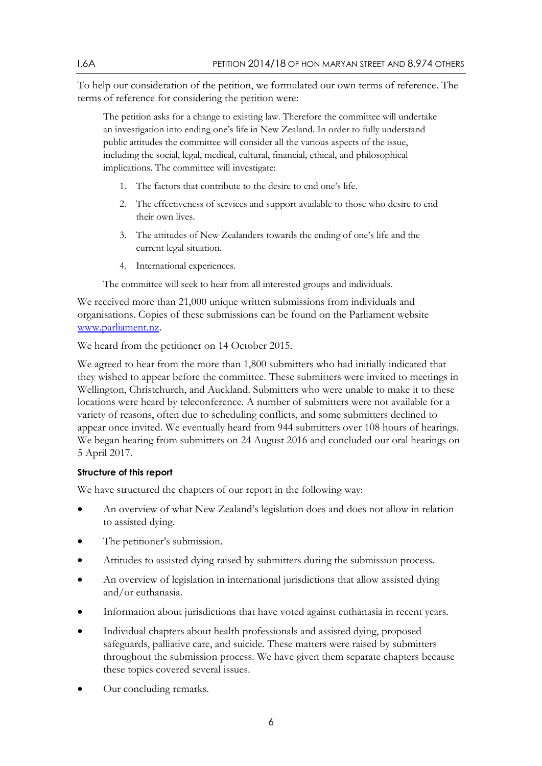To help our consideration of the petition, we formulated our own terms of reference. The terms of reference for considering the petition were:

> The petition asks for a change to existing law. Therefore the committee will undertake an investigation into ending one's life in New Zealand. In order to fully understand public attitudes the committee will consider all the various aspects of the issue, including the social, legal, medical, cultural, financial, ethical, and philosophical implications. The committee will investigate:
>
> 1. The factors that contribute to the desire to end one's life.
> 2. The effectiveness of services and support available to those who desire to end their own lives.
> 3. The attitudes of New Zealanders towards the ending of one's life and the current legal situation.
> 4. International experiences.
>
> The committee will seek to hear from all interested groups and individuals.

We received more than 21,000 unique written submissions from individuals and organisations. Copies of these submissions can be found on the Parliament website www.parliament.nz.

We heard from the petitioner on 14 October 2015.

We agreed to hear from the more than 1,800 submitters who had initially indicated that they wished to appear before the committee. These submitters were invited to meetings in Wellington, Christchurch, and Auckland. Submitters who were unable to make it to these locations were heard by teleconference. A number of submitters were not available for a variety of reasons, often due to scheduling conflicts, and some submitters declined to appear once invited. We eventually heard from 944 submitters over 108 hours of hearings. We began hearing from submitters on 24 August 2016 and concluded our oral hearings on 5 April 2017.

#### Structure of this report

We have structured the chapters of our report in the following way:

- An overview of what New Zealand's legislation does and does not allow in relation to assisted dying.
- The petitioner's submission.
- Attitudes to assisted dying raised by submitters during the submission process.
- An overview of legislation in international jurisdictions that allow assisted dying and/or euthanasia.
- Information about jurisdictions that have voted against euthanasia in recent years.
- Individual chapters about health professionals and assisted dying, proposed safeguards, palliative care, and suicide. These matters were raised by submitters throughout the submission process. We have given them separate chapters because these topics covered several issues.
- Our concluding remarks.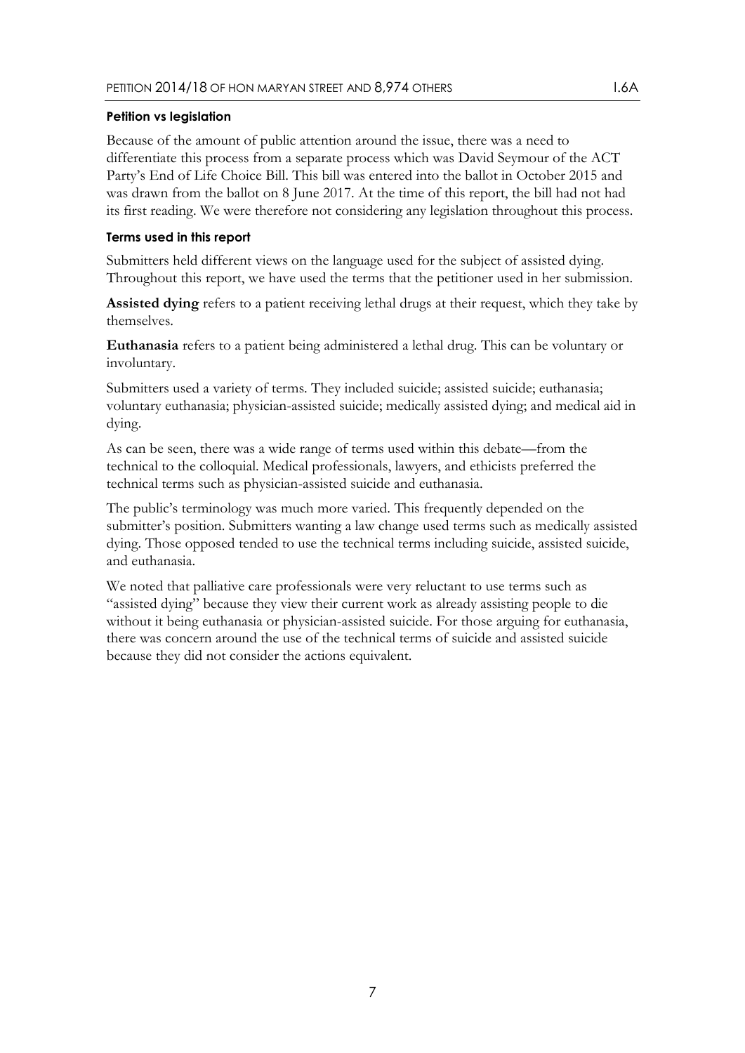#### Petition vs legislation

Because of the amount of public attention around the issue, there was a need to differentiate this process from a separate process which was David Seymour of the ACT Party's End of Life Choice Bill. This bill was entered into the ballot in October 2015 and was drawn from the ballot on 8 June 2017. At the time of this report, the bill had not had its first reading. We were therefore not considering any legislation throughout this process.

#### Terms used in this report

Submitters held different views on the language used for the subject of assisted dying. Throughout this report, we have used the terms that the petitioner used in her submission.

**Assisted dying** refers to a patient receiving lethal drugs at their request, which they take by themselves.

**Euthanasia** refers to a patient being administered a lethal drug. This can be voluntary or involuntary.

Submitters used a variety of terms. They included suicide; assisted suicide; euthanasia; voluntary euthanasia; physician-assisted suicide; medically assisted dying; and medical aid in dying.

As can be seen, there was a wide range of terms used within this debate—from the technical to the colloquial. Medical professionals, lawyers, and ethicists preferred the technical terms such as physician-assisted suicide and euthanasia.

The public's terminology was much more varied. This frequently depended on the submitter's position. Submitters wanting a law change used terms such as medically assisted dying. Those opposed tended to use the technical terms including suicide, assisted suicide, and euthanasia.

We noted that palliative care professionals were very reluctant to use terms such as "assisted dying" because they view their current work as already assisting people to die without it being euthanasia or physician-assisted suicide. For those arguing for euthanasia, there was concern around the use of the technical terms of suicide and assisted suicide because they did not consider the actions equivalent.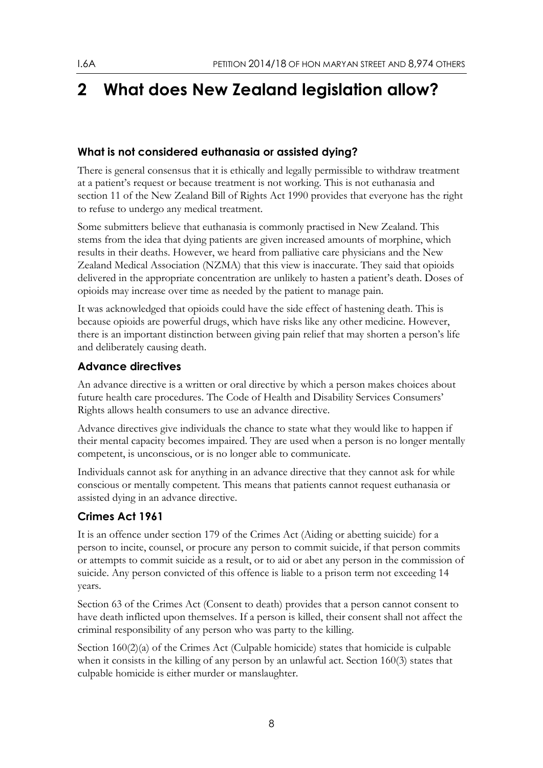# 2 What does New Zealand legislation allow?

### What is not considered euthanasia or assisted dying?

There is general consensus that it is ethically and legally permissible to withdraw treatment at a patient's request or because treatment is not working. This is not euthanasia and section 11 of the New Zealand Bill of Rights Act 1990 provides that everyone has the right to refuse to undergo any medical treatment.

Some submitters believe that euthanasia is commonly practised in New Zealand. This stems from the idea that dying patients are given increased amounts of morphine, which results in their deaths. However, we heard from palliative care physicians and the New Zealand Medical Association (NZMA) that this view is inaccurate. They said that opioids delivered in the appropriate concentration are unlikely to hasten a patient's death. Doses of opioids may increase over time as needed by the patient to manage pain.

It was acknowledged that opioids could have the side effect of hastening death. This is because opioids are powerful drugs, which have risks like any other medicine. However, there is an important distinction between giving pain relief that may shorten a person's life and deliberately causing death.

## Advance directives

An advance directive is a written or oral directive by which a person makes choices about future health care procedures. The Code of Health and Disability Services Consumers' Rights allows health consumers to use an advance directive.

Advance directives give individuals the chance to state what they would like to happen if their mental capacity becomes impaired. They are used when a person is no longer mentally competent, is unconscious, or is no longer able to communicate.

Individuals cannot ask for anything in an advance directive that they cannot ask for while conscious or mentally competent. This means that patients cannot request euthanasia or assisted dying in an advance directive.

## Crimes Act 1961

It is an offence under section 179 of the Crimes Act (Aiding or abetting suicide) for a person to incite, counsel, or procure any person to commit suicide, if that person commits or attempts to commit suicide as a result, or to aid or abet any person in the commission of suicide. Any person convicted of this offence is liable to a prison term not exceeding 14 years.

Section 63 of the Crimes Act (Consent to death) provides that a person cannot consent to have death inflicted upon themselves. If a person is killed, their consent shall not affect the criminal responsibility of any person who was party to the killing.

Section 160(2)(a) of the Crimes Act (Culpable homicide) states that homicide is culpable when it consists in the killing of any person by an unlawful act. Section 160(3) states that culpable homicide is either murder or manslaughter.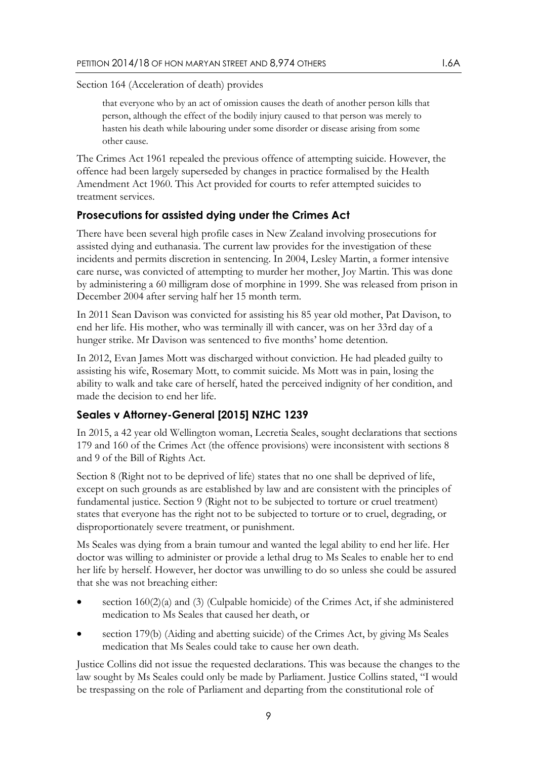Section 164 (Acceleration of death) provides

> that everyone who by an act of omission causes the death of another person kills that person, although the effect of the bodily injury caused to that person was merely to hasten his death while labouring under some disorder or disease arising from some other cause.

The Crimes Act 1961 repealed the previous offence of attempting suicide. However, the offence had been largely superseded by changes in practice formalised by the Health Amendment Act 1960. This Act provided for courts to refer attempted suicides to treatment services.

### Prosecutions for assisted dying under the Crimes Act

There have been several high profile cases in New Zealand involving prosecutions for assisted dying and euthanasia. The current law provides for the investigation of these incidents and permits discretion in sentencing. In 2004, Lesley Martin, a former intensive care nurse, was convicted of attempting to murder her mother, Joy Martin. This was done by administering a 60 milligram dose of morphine in 1999. She was released from prison in December 2004 after serving half her 15 month term.

In 2011 Sean Davison was convicted for assisting his 85 year old mother, Pat Davison, to end her life. His mother, who was terminally ill with cancer, was on her 33rd day of a hunger strike. Mr Davison was sentenced to five months' home detention.

In 2012, Evan James Mott was discharged without conviction. He had pleaded guilty to assisting his wife, Rosemary Mott, to commit suicide. Ms Mott was in pain, losing the ability to walk and take care of herself, hated the perceived indignity of her condition, and made the decision to end her life.

### Seales v Attorney-General [2015] NZHC 1239

In 2015, a 42 year old Wellington woman, Lecretia Seales, sought declarations that sections 179 and 160 of the Crimes Act (the offence provisions) were inconsistent with sections 8 and 9 of the Bill of Rights Act.

Section 8 (Right not to be deprived of life) states that no one shall be deprived of life, except on such grounds as are established by law and are consistent with the principles of fundamental justice. Section 9 (Right not to be subjected to torture or cruel treatment) states that everyone has the right not to be subjected to torture or to cruel, degrading, or disproportionately severe treatment, or punishment.

Ms Seales was dying from a brain tumour and wanted the legal ability to end her life. Her doctor was willing to administer or provide a lethal drug to Ms Seales to enable her to end her life by herself. However, her doctor was unwilling to do so unless she could be assured that she was not breaching either:

- section 160(2)(a) and (3) (Culpable homicide) of the Crimes Act, if she administered medication to Ms Seales that caused her death, or
- section 179(b) (Aiding and abetting suicide) of the Crimes Act, by giving Ms Seales medication that Ms Seales could take to cause her own death.

Justice Collins did not issue the requested declarations. This was because the changes to the law sought by Ms Seales could only be made by Parliament. Justice Collins stated, "I would be trespassing on the role of Parliament and departing from the constitutional role of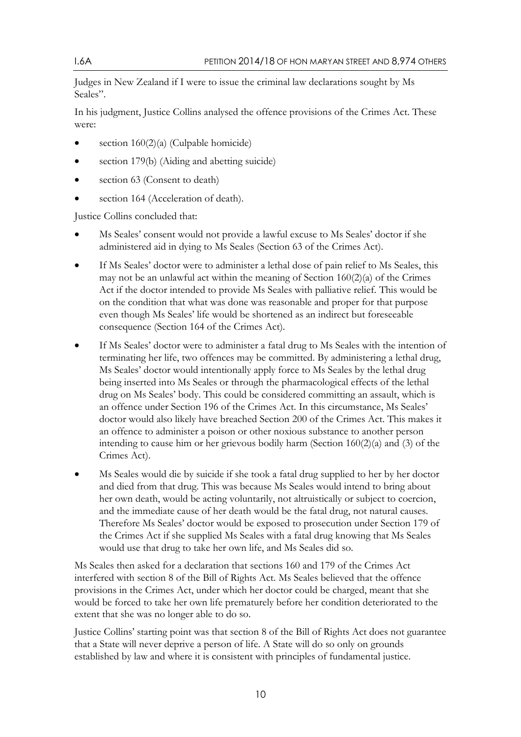Judges in New Zealand if I were to issue the criminal law declarations sought by Ms Seales".

In his judgment, Justice Collins analysed the offence provisions of the Crimes Act. These were:

- section 160(2)(a) (Culpable homicide)
- section 179(b) (Aiding and abetting suicide)
- section 63 (Consent to death)
- section 164 (Acceleration of death).

Justice Collins concluded that:

- Ms Seales' consent would not provide a lawful excuse to Ms Seales' doctor if she administered aid in dying to Ms Seales (Section 63 of the Crimes Act).
- If Ms Seales' doctor were to administer a lethal dose of pain relief to Ms Seales, this may not be an unlawful act within the meaning of Section 160(2)(a) of the Crimes Act if the doctor intended to provide Ms Seales with palliative relief. This would be on the condition that what was done was reasonable and proper for that purpose even though Ms Seales' life would be shortened as an indirect but foreseeable consequence (Section 164 of the Crimes Act).
- If Ms Seales' doctor were to administer a fatal drug to Ms Seales with the intention of terminating her life, two offences may be committed. By administering a lethal drug, Ms Seales' doctor would intentionally apply force to Ms Seales by the lethal drug being inserted into Ms Seales or through the pharmacological effects of the lethal drug on Ms Seales' body. This could be considered committing an assault, which is an offence under Section 196 of the Crimes Act. In this circumstance, Ms Seales' doctor would also likely have breached Section 200 of the Crimes Act. This makes it an offence to administer a poison or other noxious substance to another person intending to cause him or her grievous bodily harm (Section 160(2)(a) and (3) of the Crimes Act).
- Ms Seales would die by suicide if she took a fatal drug supplied to her by her doctor and died from that drug. This was because Ms Seales would intend to bring about her own death, would be acting voluntarily, not altruistically or subject to coercion, and the immediate cause of her death would be the fatal drug, not natural causes. Therefore Ms Seales' doctor would be exposed to prosecution under Section 179 of the Crimes Act if she supplied Ms Seales with a fatal drug knowing that Ms Seales would use that drug to take her own life, and Ms Seales did so.

Ms Seales then asked for a declaration that sections 160 and 179 of the Crimes Act interfered with section 8 of the Bill of Rights Act. Ms Seales believed that the offence provisions in the Crimes Act, under which her doctor could be charged, meant that she would be forced to take her own life prematurely before her condition deteriorated to the extent that she was no longer able to do so.

Justice Collins' starting point was that section 8 of the Bill of Rights Act does not guarantee that a State will never deprive a person of life. A State will do so only on grounds established by law and where it is consistent with principles of fundamental justice.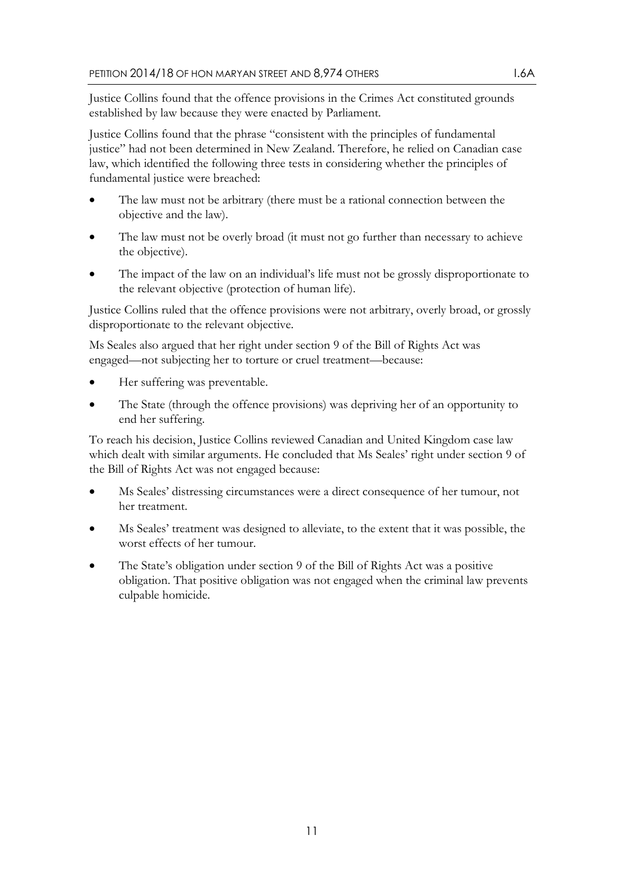Justice Collins found that the offence provisions in the Crimes Act constituted grounds established by law because they were enacted by Parliament.

Justice Collins found that the phrase "consistent with the principles of fundamental justice" had not been determined in New Zealand. Therefore, he relied on Canadian case law, which identified the following three tests in considering whether the principles of fundamental justice were breached:

- The law must not be arbitrary (there must be a rational connection between the objective and the law).
- The law must not be overly broad (it must not go further than necessary to achieve the objective).
- The impact of the law on an individual's life must not be grossly disproportionate to the relevant objective (protection of human life).

Justice Collins ruled that the offence provisions were not arbitrary, overly broad, or grossly disproportionate to the relevant objective.

Ms Seales also argued that her right under section 9 of the Bill of Rights Act was engaged—not subjecting her to torture or cruel treatment—because:

- Her suffering was preventable.
- The State (through the offence provisions) was depriving her of an opportunity to end her suffering.

To reach his decision, Justice Collins reviewed Canadian and United Kingdom case law which dealt with similar arguments. He concluded that Ms Seales' right under section 9 of the Bill of Rights Act was not engaged because:

- Ms Seales' distressing circumstances were a direct consequence of her tumour, not her treatment.
- Ms Seales' treatment was designed to alleviate, to the extent that it was possible, the worst effects of her tumour.
- The State's obligation under section 9 of the Bill of Rights Act was a positive obligation. That positive obligation was not engaged when the criminal law prevents culpable homicide.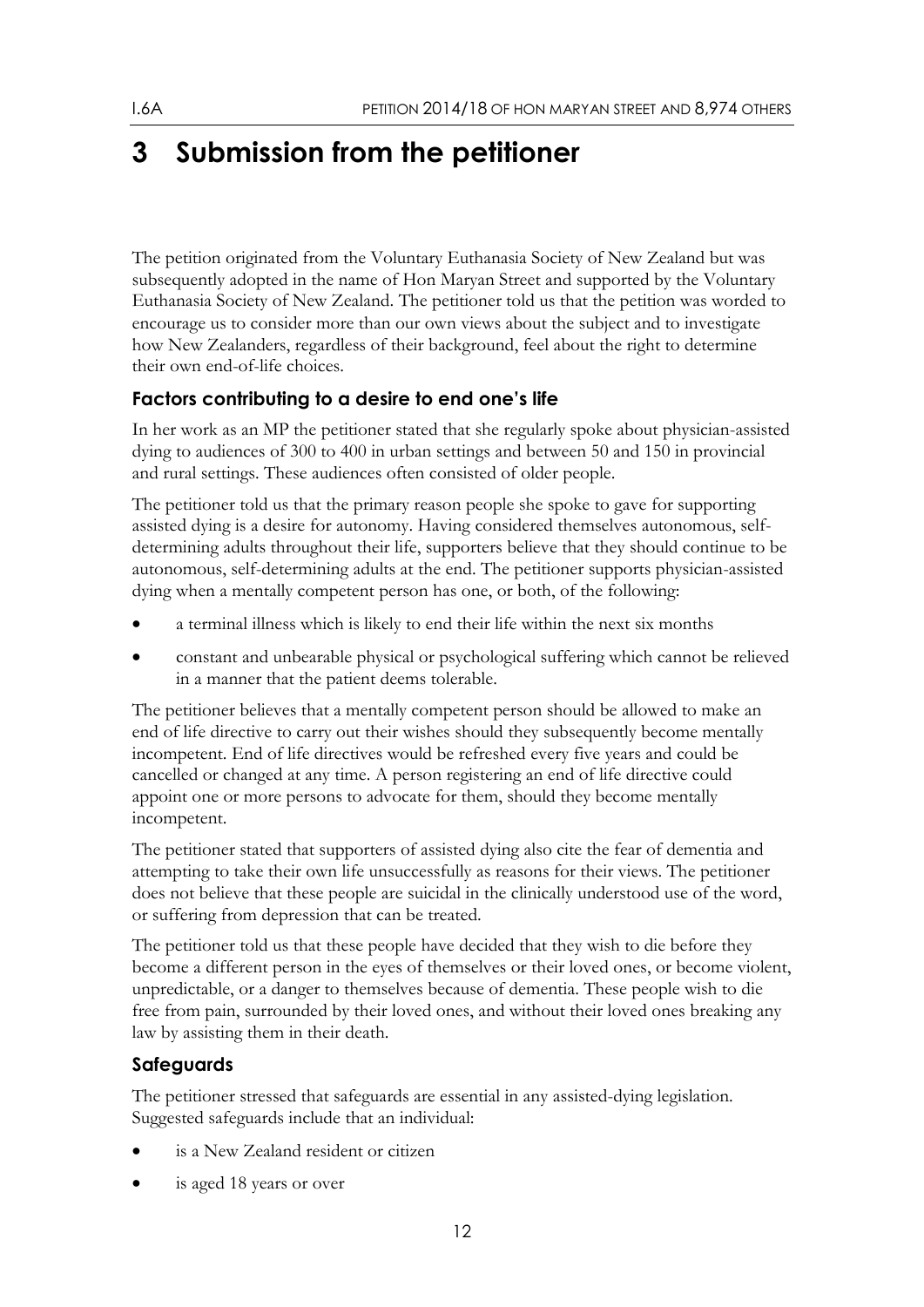# 3 Submission from the petitioner

The petition originated from the Voluntary Euthanasia Society of New Zealand but was subsequently adopted in the name of Hon Maryan Street and supported by the Voluntary Euthanasia Society of New Zealand. The petitioner told us that the petition was worded to encourage us to consider more than our own views about the subject and to investigate how New Zealanders, regardless of their background, feel about the right to determine their own end-of-life choices.

### Factors contributing to a desire to end one's life

In her work as an MP the petitioner stated that she regularly spoke about physician-assisted dying to audiences of 300 to 400 in urban settings and between 50 and 150 in provincial and rural settings. These audiences often consisted of older people.

The petitioner told us that the primary reason people she spoke to gave for supporting assisted dying is a desire for autonomy. Having considered themselves autonomous, self-determining adults throughout their life, supporters believe that they should continue to be autonomous, self-determining adults at the end. The petitioner supports physician-assisted dying when a mentally competent person has one, or both, of the following:

- a terminal illness which is likely to end their life within the next six months
- constant and unbearable physical or psychological suffering which cannot be relieved in a manner that the patient deems tolerable.

The petitioner believes that a mentally competent person should be allowed to make an end of life directive to carry out their wishes should they subsequently become mentally incompetent. End of life directives would be refreshed every five years and could be cancelled or changed at any time. A person registering an end of life directive could appoint one or more persons to advocate for them, should they become mentally incompetent.

The petitioner stated that supporters of assisted dying also cite the fear of dementia and attempting to take their own life unsuccessfully as reasons for their views. The petitioner does not believe that these people are suicidal in the clinically understood use of the word, or suffering from depression that can be treated.

The petitioner told us that these people have decided that they wish to die before they become a different person in the eyes of themselves or their loved ones, or become violent, unpredictable, or a danger to themselves because of dementia. These people wish to die free from pain, surrounded by their loved ones, and without their loved ones breaking any law by assisting them in their death.

### Safeguards

The petitioner stressed that safeguards are essential in any assisted-dying legislation. Suggested safeguards include that an individual:

- is a New Zealand resident or citizen
- is aged 18 years or over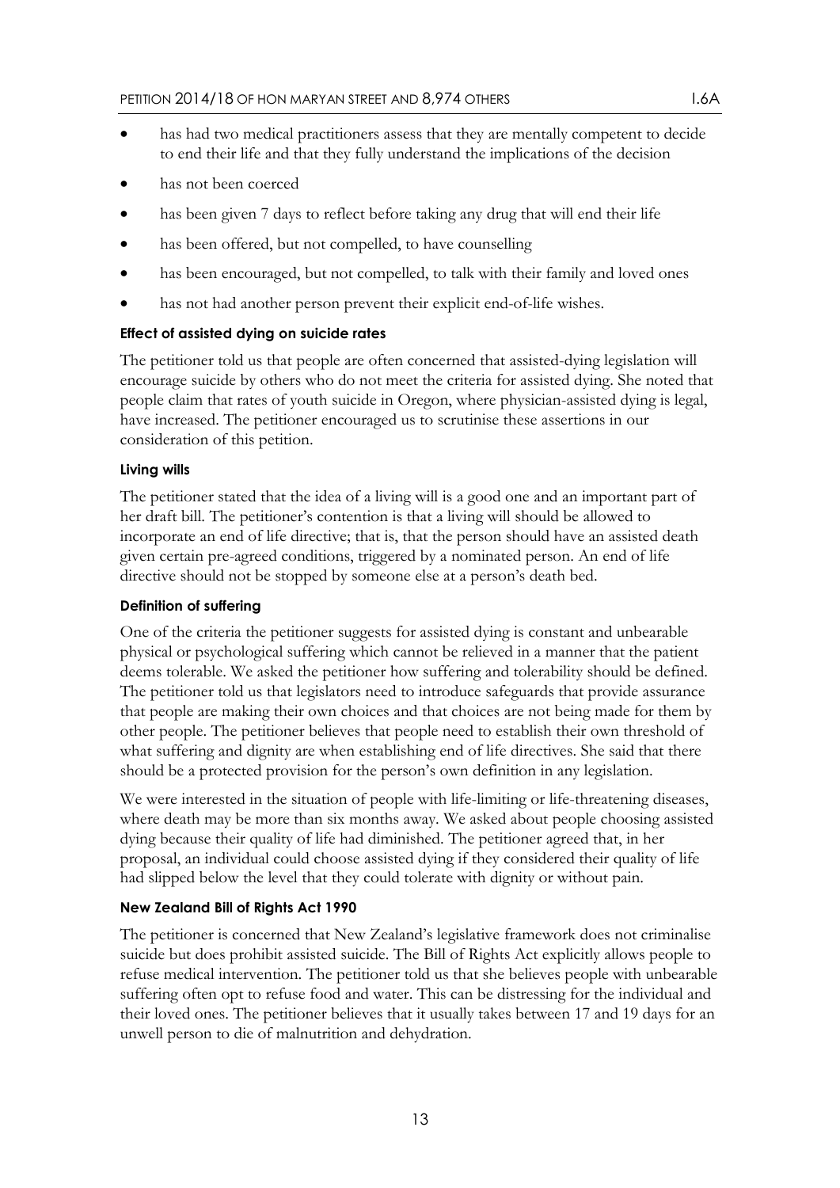- has had two medical practitioners assess that they are mentally competent to decide to end their life and that they fully understand the implications of the decision
- has not been coerced
- has been given 7 days to reflect before taking any drug that will end their life
- has been offered, but not compelled, to have counselling
- has been encouraged, but not compelled, to talk with their family and loved ones
- has not had another person prevent their explicit end-of-life wishes.

#### Effect of assisted dying on suicide rates

The petitioner told us that people are often concerned that assisted-dying legislation will encourage suicide by others who do not meet the criteria for assisted dying. She noted that people claim that rates of youth suicide in Oregon, where physician-assisted dying is legal, have increased. The petitioner encouraged us to scrutinise these assertions in our consideration of this petition.

#### Living wills

The petitioner stated that the idea of a living will is a good one and an important part of her draft bill. The petitioner's contention is that a living will should be allowed to incorporate an end of life directive; that is, that the person should have an assisted death given certain pre-agreed conditions, triggered by a nominated person. An end of life directive should not be stopped by someone else at a person's death bed.

#### Definition of suffering

One of the criteria the petitioner suggests for assisted dying is constant and unbearable physical or psychological suffering which cannot be relieved in a manner that the patient deems tolerable. We asked the petitioner how suffering and tolerability should be defined. The petitioner told us that legislators need to introduce safeguards that provide assurance that people are making their own choices and that choices are not being made for them by other people. The petitioner believes that people need to establish their own threshold of what suffering and dignity are when establishing end of life directives. She said that there should be a protected provision for the person's own definition in any legislation.

We were interested in the situation of people with life-limiting or life-threatening diseases, where death may be more than six months away. We asked about people choosing assisted dying because their quality of life had diminished. The petitioner agreed that, in her proposal, an individual could choose assisted dying if they considered their quality of life had slipped below the level that they could tolerate with dignity or without pain.

#### New Zealand Bill of Rights Act 1990

The petitioner is concerned that New Zealand's legislative framework does not criminalise suicide but does prohibit assisted suicide. The Bill of Rights Act explicitly allows people to refuse medical intervention. The petitioner told us that she believes people with unbearable suffering often opt to refuse food and water. This can be distressing for the individual and their loved ones. The petitioner believes that it usually takes between 17 and 19 days for an unwell person to die of malnutrition and dehydration.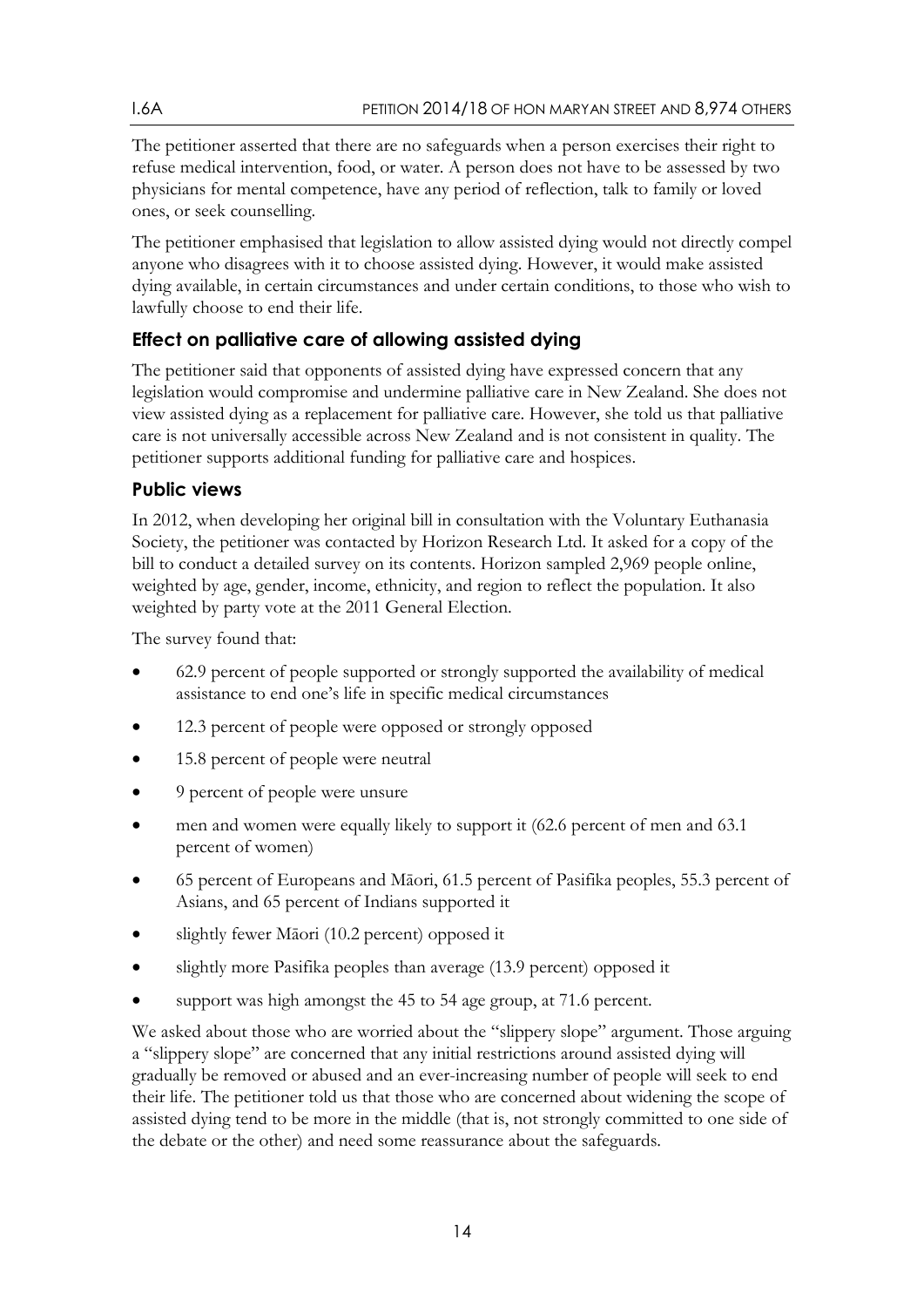The petitioner asserted that there are no safeguards when a person exercises their right to refuse medical intervention, food, or water. A person does not have to be assessed by two physicians for mental competence, have any period of reflection, talk to family or loved ones, or seek counselling.

The petitioner emphasised that legislation to allow assisted dying would not directly compel anyone who disagrees with it to choose assisted dying. However, it would make assisted dying available, in certain circumstances and under certain conditions, to those who wish to lawfully choose to end their life.

### Effect on palliative care of allowing assisted dying

The petitioner said that opponents of assisted dying have expressed concern that any legislation would compromise and undermine palliative care in New Zealand. She does not view assisted dying as a replacement for palliative care. However, she told us that palliative care is not universally accessible across New Zealand and is not consistent in quality. The petitioner supports additional funding for palliative care and hospices.

### Public views

In 2012, when developing her original bill in consultation with the Voluntary Euthanasia Society, the petitioner was contacted by Horizon Research Ltd. It asked for a copy of the bill to conduct a detailed survey on its contents. Horizon sampled 2,969 people online, weighted by age, gender, income, ethnicity, and region to reflect the population. It also weighted by party vote at the 2011 General Election.

The survey found that:

- 62.9 percent of people supported or strongly supported the availability of medical assistance to end one's life in specific medical circumstances
- 12.3 percent of people were opposed or strongly opposed
- 15.8 percent of people were neutral
- 9 percent of people were unsure
- men and women were equally likely to support it (62.6 percent of men and 63.1 percent of women)
- 65 percent of Europeans and Māori, 61.5 percent of Pasifika peoples, 55.3 percent of Asians, and 65 percent of Indians supported it
- slightly fewer Māori (10.2 percent) opposed it
- slightly more Pasifika peoples than average (13.9 percent) opposed it
- support was high amongst the 45 to 54 age group, at 71.6 percent.

We asked about those who are worried about the "slippery slope" argument. Those arguing a "slippery slope" are concerned that any initial restrictions around assisted dying will gradually be removed or abused and an ever-increasing number of people will seek to end their life. The petitioner told us that those who are concerned about widening the scope of assisted dying tend to be more in the middle (that is, not strongly committed to one side of the debate or the other) and need some reassurance about the safeguards.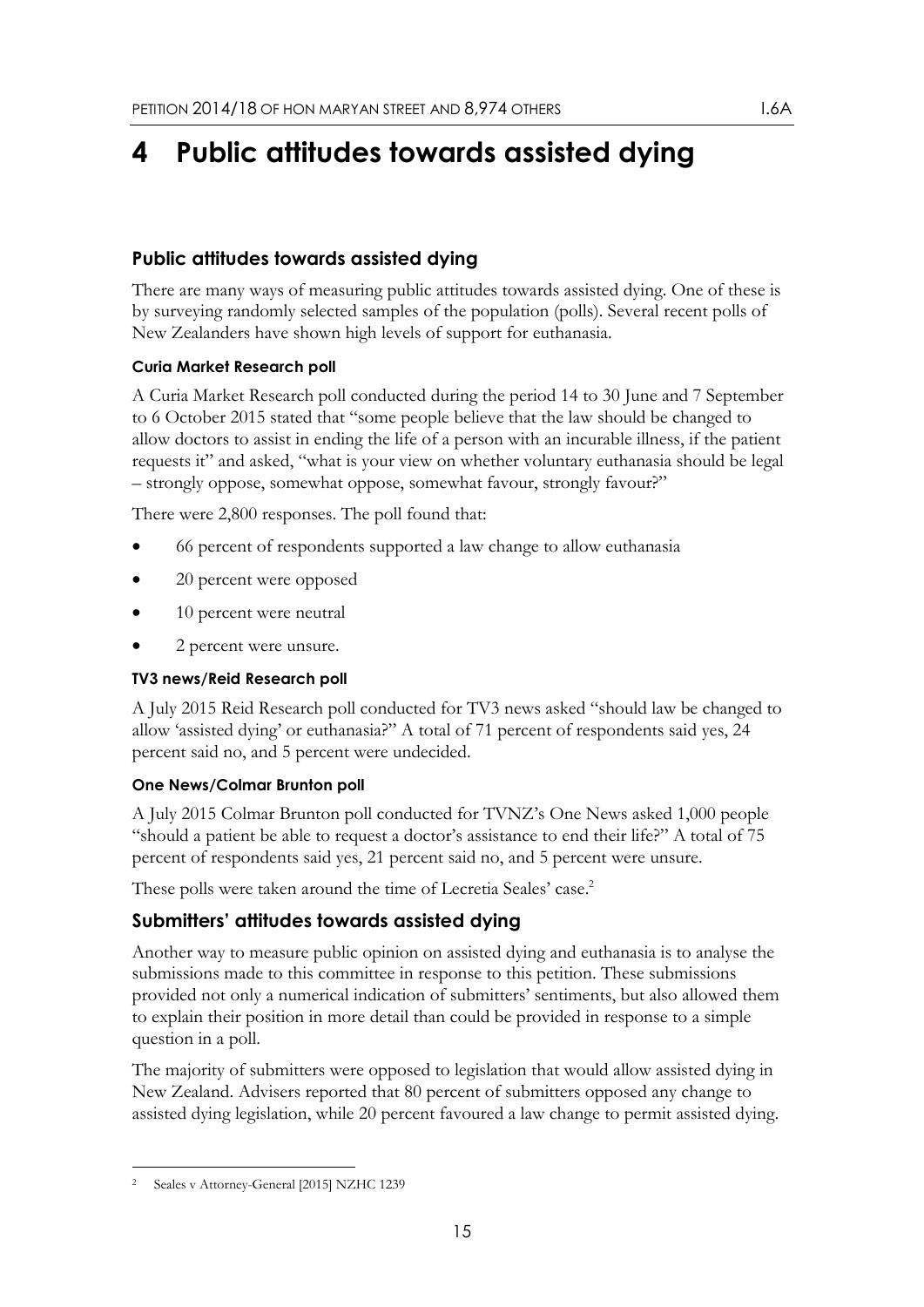# 4 Public attitudes towards assisted dying

## Public attitudes towards assisted dying

There are many ways of measuring public attitudes towards assisted dying. One of these is by surveying randomly selected samples of the population (polls). Several recent polls of New Zealanders have shown high levels of support for euthanasia.

### Curia Market Research poll

A Curia Market Research poll conducted during the period 14 to 30 June and 7 September to 6 October 2015 stated that "some people believe that the law should be changed to allow doctors to assist in ending the life of a person with an incurable illness, if the patient requests it" and asked, "what is your view on whether voluntary euthanasia should be legal – strongly oppose, somewhat oppose, somewhat favour, strongly favour?"

There were 2,800 responses. The poll found that:

- 66 percent of respondents supported a law change to allow euthanasia
- 20 percent were opposed
- 10 percent were neutral
- 2 percent were unsure.

### TV3 news/Reid Research poll

A July 2015 Reid Research poll conducted for TV3 news asked "should law be changed to allow 'assisted dying' or euthanasia?" A total of 71 percent of respondents said yes, 24 percent said no, and 5 percent were undecided.

### One News/Colmar Brunton poll

A July 2015 Colmar Brunton poll conducted for TVNZ's One News asked 1,000 people "should a patient be able to request a doctor's assistance to end their life?" A total of 75 percent of respondents said yes, 21 percent said no, and 5 percent were unsure.

These polls were taken around the time of Lecretia Seales' case.[2]

## Submitters' attitudes towards assisted dying

Another way to measure public opinion on assisted dying and euthanasia is to analyse the submissions made to this committee in response to this petition. These submissions provided not only a numerical indication of submitters' sentiments, but also allowed them to explain their position in more detail than could be provided in response to a simple question in a poll.

The majority of submitters were opposed to legislation that would allow assisted dying in New Zealand. Advisers reported that 80 percent of submitters opposed any change to assisted dying legislation, while 20 percent favoured a law change to permit assisted dying.

[2] Seales v Attorney-General [2015] NZHC 1239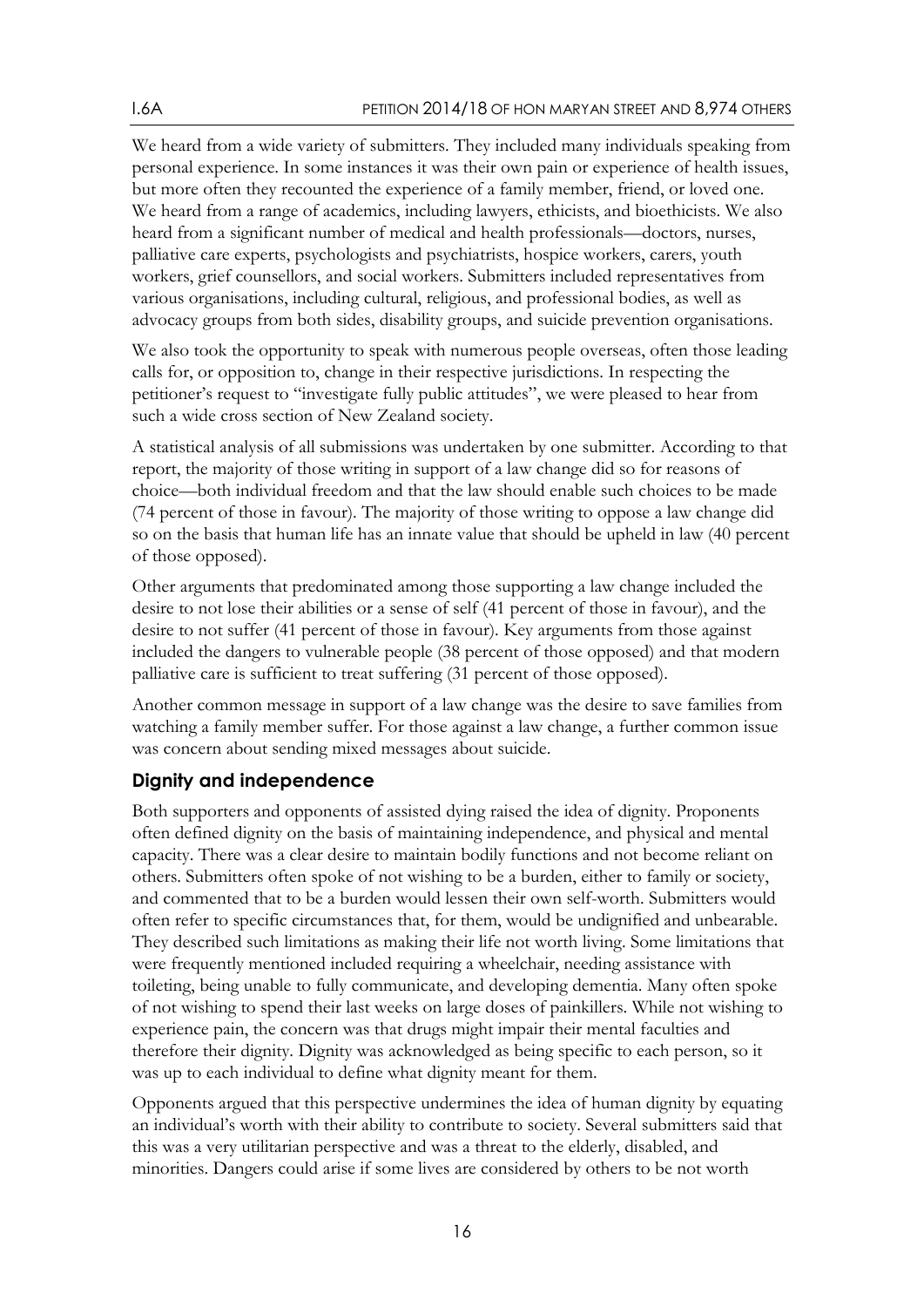We heard from a wide variety of submitters. They included many individuals speaking from personal experience. In some instances it was their own pain or experience of health issues, but more often they recounted the experience of a family member, friend, or loved one. We heard from a range of academics, including lawyers, ethicists, and bioethicists. We also heard from a significant number of medical and health professionals—doctors, nurses, palliative care experts, psychologists and psychiatrists, hospice workers, carers, youth workers, grief counsellors, and social workers. Submitters included representatives from various organisations, including cultural, religious, and professional bodies, as well as advocacy groups from both sides, disability groups, and suicide prevention organisations.

We also took the opportunity to speak with numerous people overseas, often those leading calls for, or opposition to, change in their respective jurisdictions. In respecting the petitioner's request to "investigate fully public attitudes", we were pleased to hear from such a wide cross section of New Zealand society.

A statistical analysis of all submissions was undertaken by one submitter. According to that report, the majority of those writing in support of a law change did so for reasons of choice—both individual freedom and that the law should enable such choices to be made (74 percent of those in favour). The majority of those writing to oppose a law change did so on the basis that human life has an innate value that should be upheld in law (40 percent of those opposed).

Other arguments that predominated among those supporting a law change included the desire to not lose their abilities or a sense of self (41 percent of those in favour), and the desire to not suffer (41 percent of those in favour). Key arguments from those against included the dangers to vulnerable people (38 percent of those opposed) and that modern palliative care is sufficient to treat suffering (31 percent of those opposed).

Another common message in support of a law change was the desire to save families from watching a family member suffer. For those against a law change, a further common issue was concern about sending mixed messages about suicide.

## Dignity and independence

Both supporters and opponents of assisted dying raised the idea of dignity. Proponents often defined dignity on the basis of maintaining independence, and physical and mental capacity. There was a clear desire to maintain bodily functions and not become reliant on others. Submitters often spoke of not wishing to be a burden, either to family or society, and commented that to be a burden would lessen their own self-worth. Submitters would often refer to specific circumstances that, for them, would be undignified and unbearable. They described such limitations as making their life not worth living. Some limitations that were frequently mentioned included requiring a wheelchair, needing assistance with toileting, being unable to fully communicate, and developing dementia. Many often spoke of not wishing to spend their last weeks on large doses of painkillers. While not wishing to experience pain, the concern was that drugs might impair their mental faculties and therefore their dignity. Dignity was acknowledged as being specific to each person, so it was up to each individual to define what dignity meant for them.

Opponents argued that this perspective undermines the idea of human dignity by equating an individual's worth with their ability to contribute to society. Several submitters said that this was a very utilitarian perspective and was a threat to the elderly, disabled, and minorities. Dangers could arise if some lives are considered by others to be not worth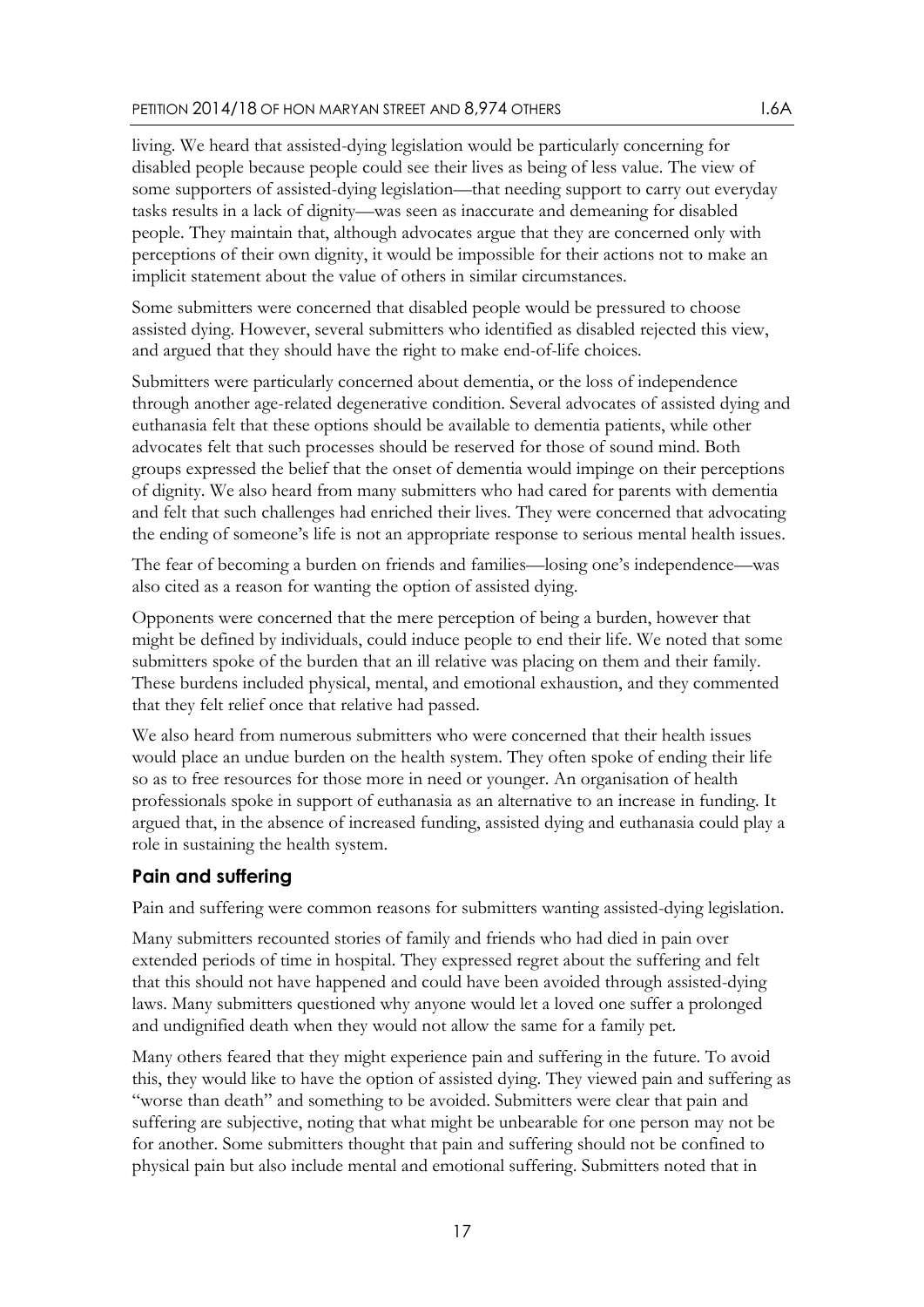living. We heard that assisted-dying legislation would be particularly concerning for disabled people because people could see their lives as being of less value. The view of some supporters of assisted-dying legislation—that needing support to carry out everyday tasks results in a lack of dignity—was seen as inaccurate and demeaning for disabled people. They maintain that, although advocates argue that they are concerned only with perceptions of their own dignity, it would be impossible for their actions not to make an implicit statement about the value of others in similar circumstances.

Some submitters were concerned that disabled people would be pressured to choose assisted dying. However, several submitters who identified as disabled rejected this view, and argued that they should have the right to make end-of-life choices.

Submitters were particularly concerned about dementia, or the loss of independence through another age-related degenerative condition. Several advocates of assisted dying and euthanasia felt that these options should be available to dementia patients, while other advocates felt that such processes should be reserved for those of sound mind. Both groups expressed the belief that the onset of dementia would impinge on their perceptions of dignity. We also heard from many submitters who had cared for parents with dementia and felt that such challenges had enriched their lives. They were concerned that advocating the ending of someone's life is not an appropriate response to serious mental health issues.

The fear of becoming a burden on friends and families—losing one's independence—was also cited as a reason for wanting the option of assisted dying.

Opponents were concerned that the mere perception of being a burden, however that might be defined by individuals, could induce people to end their life. We noted that some submitters spoke of the burden that an ill relative was placing on them and their family. These burdens included physical, mental, and emotional exhaustion, and they commented that they felt relief once that relative had passed.

We also heard from numerous submitters who were concerned that their health issues would place an undue burden on the health system. They often spoke of ending their life so as to free resources for those more in need or younger. An organisation of health professionals spoke in support of euthanasia as an alternative to an increase in funding. It argued that, in the absence of increased funding, assisted dying and euthanasia could play a role in sustaining the health system.

### Pain and suffering

Pain and suffering were common reasons for submitters wanting assisted-dying legislation.

Many submitters recounted stories of family and friends who had died in pain over extended periods of time in hospital. They expressed regret about the suffering and felt that this should not have happened and could have been avoided through assisted-dying laws. Many submitters questioned why anyone would let a loved one suffer a prolonged and undignified death when they would not allow the same for a family pet.

Many others feared that they might experience pain and suffering in the future. To avoid this, they would like to have the option of assisted dying. They viewed pain and suffering as "worse than death" and something to be avoided. Submitters were clear that pain and suffering are subjective, noting that what might be unbearable for one person may not be for another. Some submitters thought that pain and suffering should not be confined to physical pain but also include mental and emotional suffering. Submitters noted that in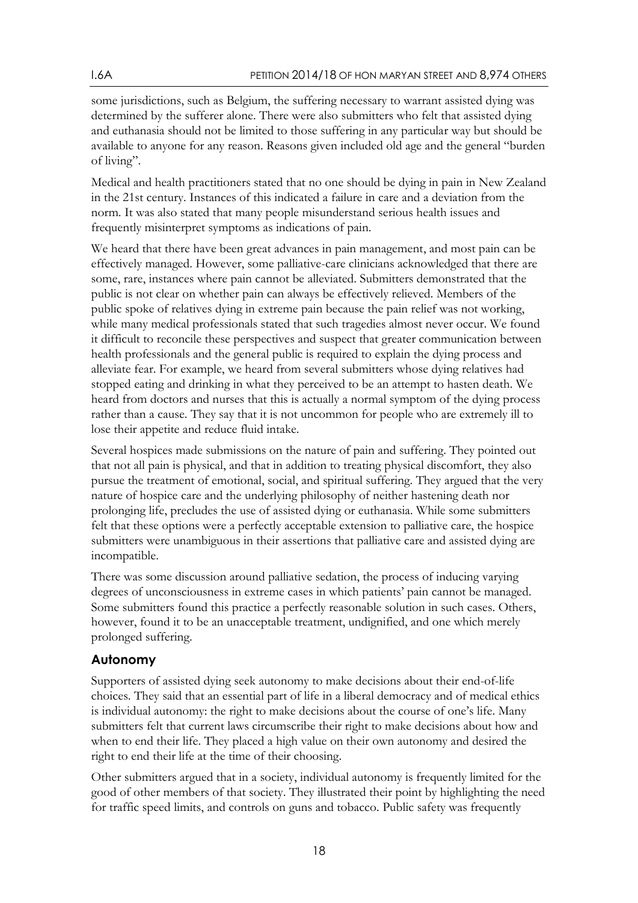some jurisdictions, such as Belgium, the suffering necessary to warrant assisted dying was determined by the sufferer alone. There were also submitters who felt that assisted dying and euthanasia should not be limited to those suffering in any particular way but should be available to anyone for any reason. Reasons given included old age and the general "burden of living".

Medical and health practitioners stated that no one should be dying in pain in New Zealand in the 21st century. Instances of this indicated a failure in care and a deviation from the norm. It was also stated that many people misunderstand serious health issues and frequently misinterpret symptoms as indications of pain.

We heard that there have been great advances in pain management, and most pain can be effectively managed. However, some palliative-care clinicians acknowledged that there are some, rare, instances where pain cannot be alleviated. Submitters demonstrated that the public is not clear on whether pain can always be effectively relieved. Members of the public spoke of relatives dying in extreme pain because the pain relief was not working, while many medical professionals stated that such tragedies almost never occur. We found it difficult to reconcile these perspectives and suspect that greater communication between health professionals and the general public is required to explain the dying process and alleviate fear. For example, we heard from several submitters whose dying relatives had stopped eating and drinking in what they perceived to be an attempt to hasten death. We heard from doctors and nurses that this is actually a normal symptom of the dying process rather than a cause. They say that it is not uncommon for people who are extremely ill to lose their appetite and reduce fluid intake.

Several hospices made submissions on the nature of pain and suffering. They pointed out that not all pain is physical, and that in addition to treating physical discomfort, they also pursue the treatment of emotional, social, and spiritual suffering. They argued that the very nature of hospice care and the underlying philosophy of neither hastening death nor prolonging life, precludes the use of assisted dying or euthanasia. While some submitters felt that these options were a perfectly acceptable extension to palliative care, the hospice submitters were unambiguous in their assertions that palliative care and assisted dying are incompatible.

There was some discussion around palliative sedation, the process of inducing varying degrees of unconsciousness in extreme cases in which patients' pain cannot be managed. Some submitters found this practice a perfectly reasonable solution in such cases. Others, however, found it to be an unacceptable treatment, undignified, and one which merely prolonged suffering.

## Autonomy

Supporters of assisted dying seek autonomy to make decisions about their end-of-life choices. They said that an essential part of life in a liberal democracy and of medical ethics is individual autonomy: the right to make decisions about the course of one's life. Many submitters felt that current laws circumscribe their right to make decisions about how and when to end their life. They placed a high value on their own autonomy and desired the right to end their life at the time of their choosing.

Other submitters argued that in a society, individual autonomy is frequently limited for the good of other members of that society. They illustrated their point by highlighting the need for traffic speed limits, and controls on guns and tobacco. Public safety was frequently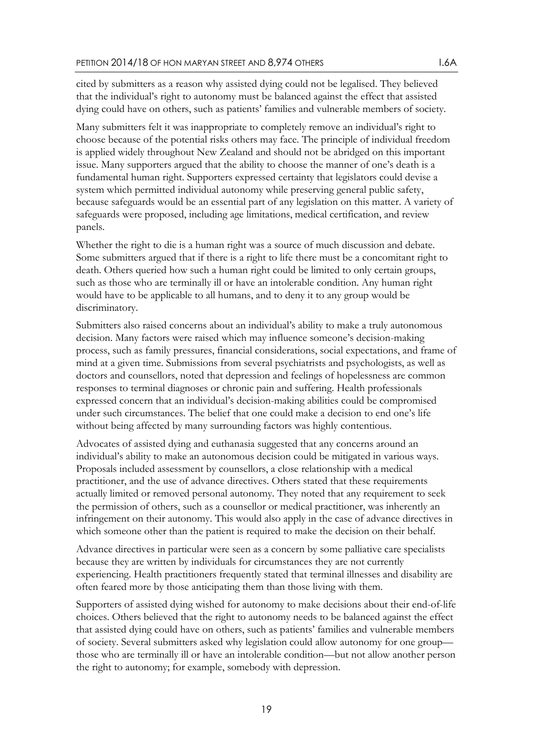cited by submitters as a reason why assisted dying could not be legalised. They believed that the individual's right to autonomy must be balanced against the effect that assisted dying could have on others, such as patients' families and vulnerable members of society.

Many submitters felt it was inappropriate to completely remove an individual's right to choose because of the potential risks others may face. The principle of individual freedom is applied widely throughout New Zealand and should not be abridged on this important issue. Many supporters argued that the ability to choose the manner of one's death is a fundamental human right. Supporters expressed certainty that legislators could devise a system which permitted individual autonomy while preserving general public safety, because safeguards would be an essential part of any legislation on this matter. A variety of safeguards were proposed, including age limitations, medical certification, and review panels.

Whether the right to die is a human right was a source of much discussion and debate. Some submitters argued that if there is a right to life there must be a concomitant right to death. Others queried how such a human right could be limited to only certain groups, such as those who are terminally ill or have an intolerable condition. Any human right would have to be applicable to all humans, and to deny it to any group would be discriminatory.

Submitters also raised concerns about an individual's ability to make a truly autonomous decision. Many factors were raised which may influence someone's decision-making process, such as family pressures, financial considerations, social expectations, and frame of mind at a given time. Submissions from several psychiatrists and psychologists, as well as doctors and counsellors, noted that depression and feelings of hopelessness are common responses to terminal diagnoses or chronic pain and suffering. Health professionals expressed concern that an individual's decision-making abilities could be compromised under such circumstances. The belief that one could make a decision to end one's life without being affected by many surrounding factors was highly contentious.

Advocates of assisted dying and euthanasia suggested that any concerns around an individual's ability to make an autonomous decision could be mitigated in various ways. Proposals included assessment by counsellors, a close relationship with a medical practitioner, and the use of advance directives. Others stated that these requirements actually limited or removed personal autonomy. They noted that any requirement to seek the permission of others, such as a counsellor or medical practitioner, was inherently an infringement on their autonomy. This would also apply in the case of advance directives in which someone other than the patient is required to make the decision on their behalf.

Advance directives in particular were seen as a concern by some palliative care specialists because they are written by individuals for circumstances they are not currently experiencing. Health practitioners frequently stated that terminal illnesses and disability are often feared more by those anticipating them than those living with them.

Supporters of assisted dying wished for autonomy to make decisions about their end-of-life choices. Others believed that the right to autonomy needs to be balanced against the effect that assisted dying could have on others, such as patients' families and vulnerable members of society. Several submitters asked why legislation could allow autonomy for one group—those who are terminally ill or have an intolerable condition—but not allow another person the right to autonomy; for example, somebody with depression.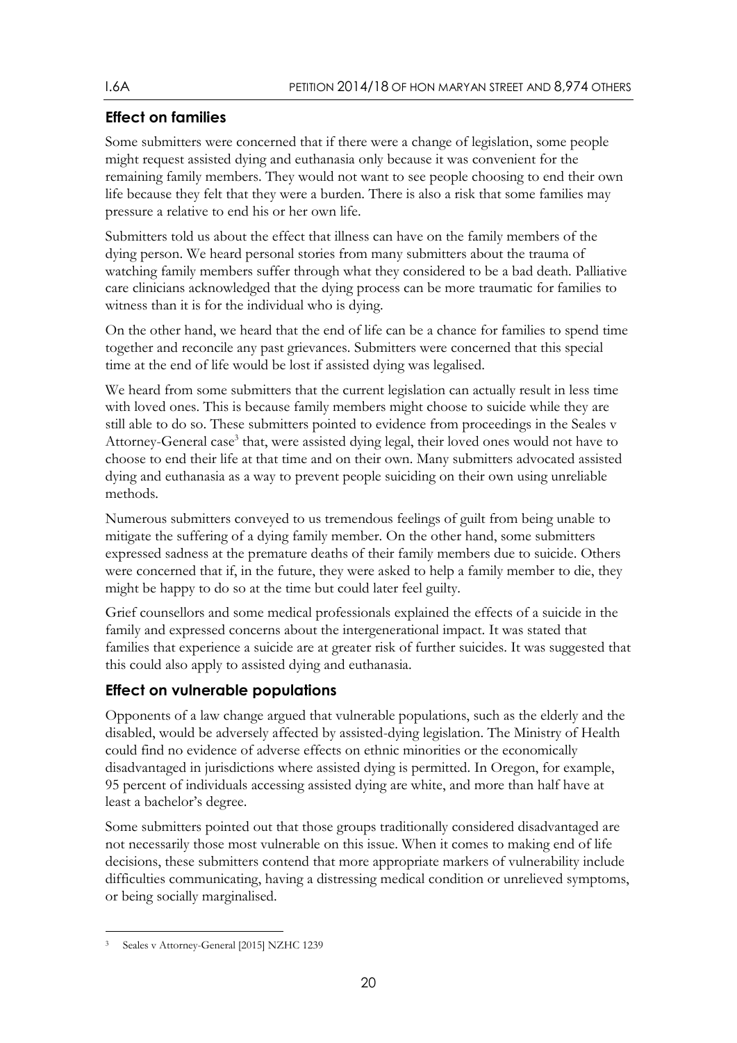## Effect on families

Some submitters were concerned that if there were a change of legislation, some people might request assisted dying and euthanasia only because it was convenient for the remaining family members. They would not want to see people choosing to end their own life because they felt that they were a burden. There is also a risk that some families may pressure a relative to end his or her own life.

Submitters told us about the effect that illness can have on the family members of the dying person. We heard personal stories from many submitters about the trauma of watching family members suffer through what they considered to be a bad death. Palliative care clinicians acknowledged that the dying process can be more traumatic for families to witness than it is for the individual who is dying.

On the other hand, we heard that the end of life can be a chance for families to spend time together and reconcile any past grievances. Submitters were concerned that this special time at the end of life would be lost if assisted dying was legalised.

We heard from some submitters that the current legislation can actually result in less time with loved ones. This is because family members might choose to suicide while they are still able to do so. These submitters pointed to evidence from proceedings in the Seales v Attorney-General case[3] that, were assisted dying legal, their loved ones would not have to choose to end their life at that time and on their own. Many submitters advocated assisted dying and euthanasia as a way to prevent people suiciding on their own using unreliable methods.

Numerous submitters conveyed to us tremendous feelings of guilt from being unable to mitigate the suffering of a dying family member. On the other hand, some submitters expressed sadness at the premature deaths of their family members due to suicide. Others were concerned that if, in the future, they were asked to help a family member to die, they might be happy to do so at the time but could later feel guilty.

Grief counsellors and some medical professionals explained the effects of a suicide in the family and expressed concerns about the intergenerational impact. It was stated that families that experience a suicide are at greater risk of further suicides. It was suggested that this could also apply to assisted dying and euthanasia.

## Effect on vulnerable populations

Opponents of a law change argued that vulnerable populations, such as the elderly and the disabled, would be adversely affected by assisted-dying legislation. The Ministry of Health could find no evidence of adverse effects on ethnic minorities or the economically disadvantaged in jurisdictions where assisted dying is permitted. In Oregon, for example, 95 percent of individuals accessing assisted dying are white, and more than half have at least a bachelor's degree.

Some submitters pointed out that those groups traditionally considered disadvantaged are not necessarily those most vulnerable on this issue. When it comes to making end of life decisions, these submitters contend that more appropriate markers of vulnerability include difficulties communicating, having a distressing medical condition or unrelieved symptoms, or being socially marginalised.

[3] Seales v Attorney-General [2015] NZHC 1239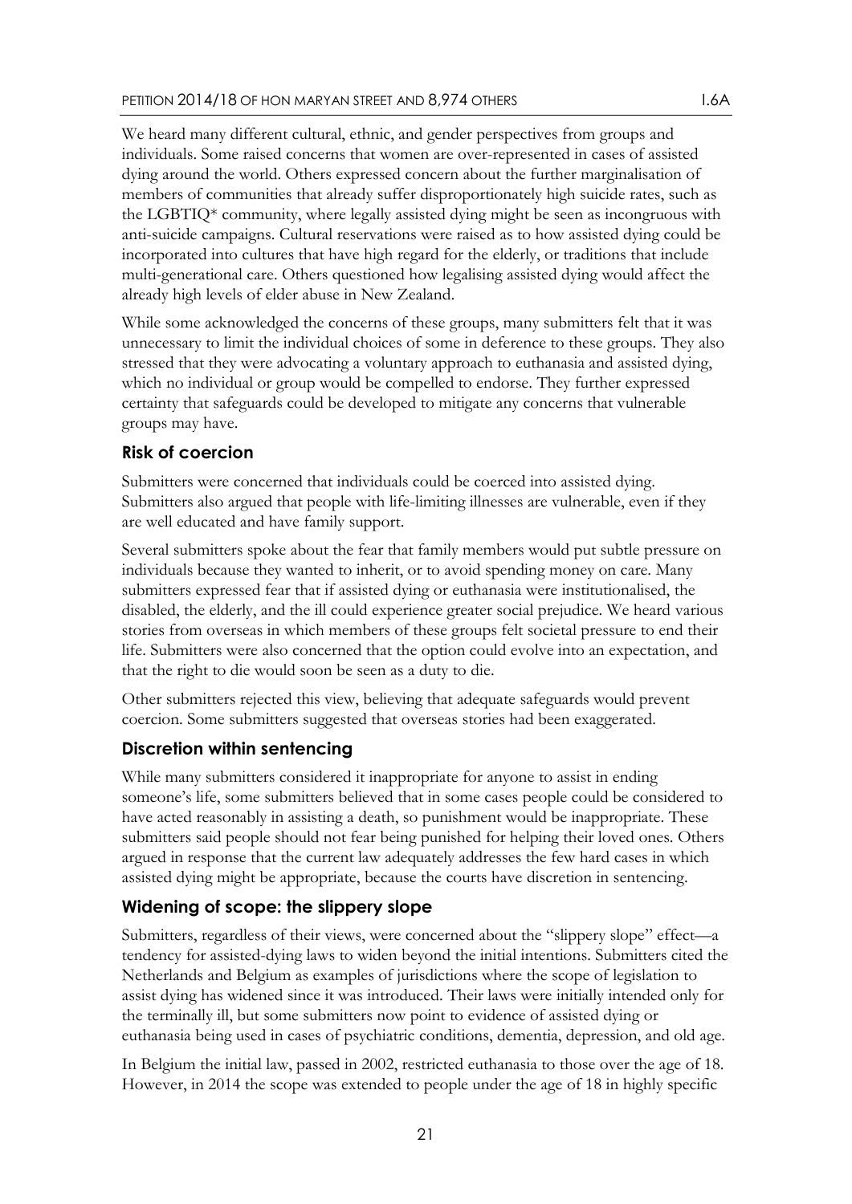We heard many different cultural, ethnic, and gender perspectives from groups and individuals. Some raised concerns that women are over-represented in cases of assisted dying around the world. Others expressed concern about the further marginalisation of members of communities that already suffer disproportionately high suicide rates, such as the LGBTIQ* community, where legally assisted dying might be seen as incongruous with anti-suicide campaigns. Cultural reservations were raised as to how assisted dying could be incorporated into cultures that have high regard for the elderly, or traditions that include multi-generational care. Others questioned how legalising assisted dying would affect the already high levels of elder abuse in New Zealand.

While some acknowledged the concerns of these groups, many submitters felt that it was unnecessary to limit the individual choices of some in deference to these groups. They also stressed that they were advocating a voluntary approach to euthanasia and assisted dying, which no individual or group would be compelled to endorse. They further expressed certainty that safeguards could be developed to mitigate any concerns that vulnerable groups may have.

### Risk of coercion

Submitters were concerned that individuals could be coerced into assisted dying. Submitters also argued that people with life-limiting illnesses are vulnerable, even if they are well educated and have family support.

Several submitters spoke about the fear that family members would put subtle pressure on individuals because they wanted to inherit, or to avoid spending money on care. Many submitters expressed fear that if assisted dying or euthanasia were institutionalised, the disabled, the elderly, and the ill could experience greater social prejudice. We heard various stories from overseas in which members of these groups felt societal pressure to end their life. Submitters were also concerned that the option could evolve into an expectation, and that the right to die would soon be seen as a duty to die.

Other submitters rejected this view, believing that adequate safeguards would prevent coercion. Some submitters suggested that overseas stories had been exaggerated.

### Discretion within sentencing

While many submitters considered it inappropriate for anyone to assist in ending someone's life, some submitters believed that in some cases people could be considered to have acted reasonably in assisting a death, so punishment would be inappropriate. These submitters said people should not fear being punished for helping their loved ones. Others argued in response that the current law adequately addresses the few hard cases in which assisted dying might be appropriate, because the courts have discretion in sentencing.

### Widening of scope: the slippery slope

Submitters, regardless of their views, were concerned about the "slippery slope" effect—a tendency for assisted-dying laws to widen beyond the initial intentions. Submitters cited the Netherlands and Belgium as examples of jurisdictions where the scope of legislation to assist dying has widened since it was introduced. Their laws were initially intended only for the terminally ill, but some submitters now point to evidence of assisted dying or euthanasia being used in cases of psychiatric conditions, dementia, depression, and old age.

In Belgium the initial law, passed in 2002, restricted euthanasia to those over the age of 18. However, in 2014 the scope was extended to people under the age of 18 in highly specific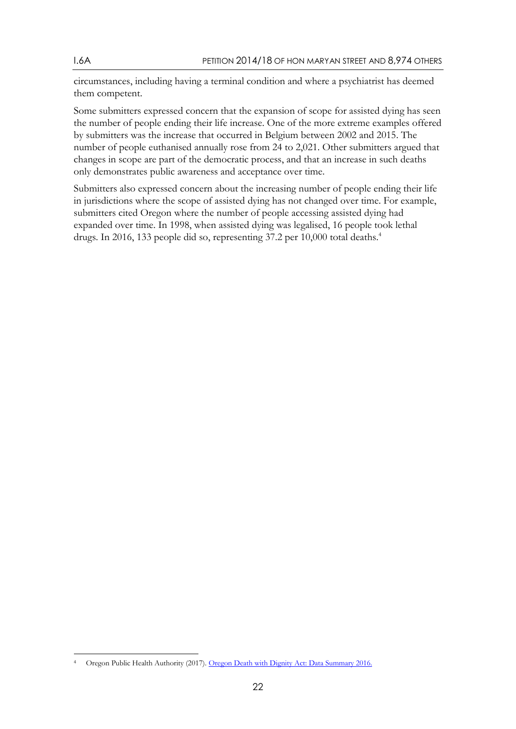circumstances, including having a terminal condition and where a psychiatrist has deemed them competent.

Some submitters expressed concern that the expansion of scope for assisted dying has seen the number of people ending their life increase. One of the more extreme examples offered by submitters was the increase that occurred in Belgium between 2002 and 2015. The number of people euthanised annually rose from 24 to 2,021. Other submitters argued that changes in scope are part of the democratic process, and that an increase in such deaths only demonstrates public awareness and acceptance over time.

Submitters also expressed concern about the increasing number of people ending their life in jurisdictions where the scope of assisted dying has not changed over time. For example, submitters cited Oregon where the number of people accessing assisted dying had expanded over time. In 1998, when assisted dying was legalised, 16 people took lethal drugs. In 2016, 133 people did so, representing 37.2 per 10,000 total deaths.[4]

---

[4] Oregon Public Health Authority (2017). Oregon Death with Dignity Act: Data Summary 2016.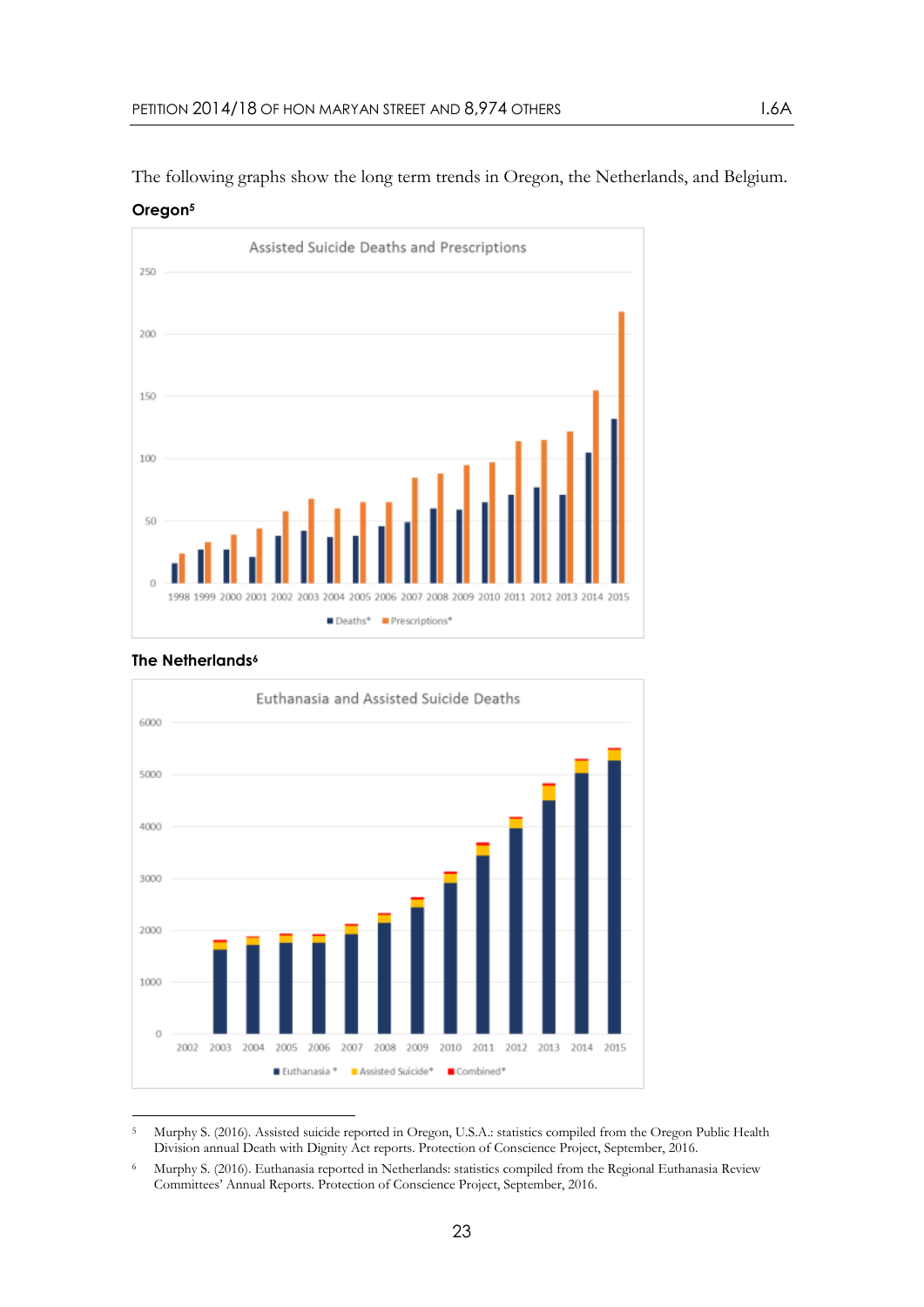The following graphs show the long term trends in Oregon, the Netherlands, and Belgium.

**Oregon**[5]

Assisted Suicide Deaths and Prescriptions

■ Deaths* ■ Prescriptions*

**The Netherlands**[6]

Euthanasia and Assisted Suicide Deaths

■ Euthanasia * ■ Assisted Suicide* ■ Combined*

---

[5] Murphy S. (2016). Assisted suicide reported in Oregon, U.S.A.: statistics compiled from the Oregon Public Health Division annual Death with Dignity Act reports. Protection of Conscience Project, September, 2016.

[6] Murphy S. (2016). Euthanasia reported in Netherlands: statistics compiled from the Regional Euthanasia Review Committees' Annual Reports. Protection of Conscience Project, September, 2016.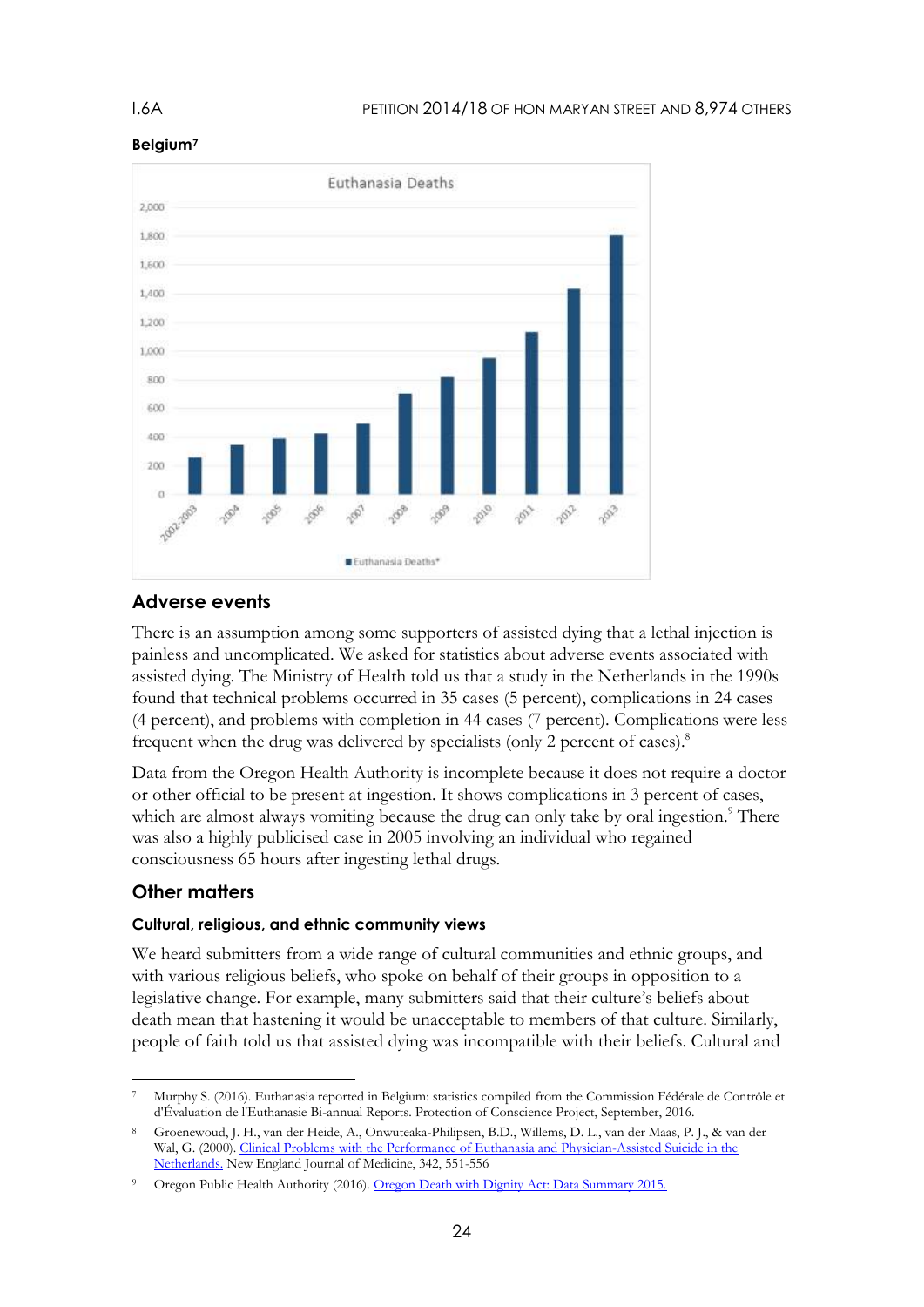**Belgium**[7]

Euthanasia Deaths

| Year | Euthanasia Deaths* |
|---|---|
| 2002-2003 | ~259 |
| 2004 | ~349 |
| 2005 | ~393 |
| 2006 | ~429 |
| 2007 | ~495 |
| 2008 | ~704 |
| 2009 | ~822 |
| 2010 | ~954 |
| 2011 | ~1,133 |
| 2012 | ~1,432 |
| 2013 | ~1,807 |

## Adverse events

There is an assumption among some supporters of assisted dying that a lethal injection is painless and uncomplicated. We asked for statistics about adverse events associated with assisted dying. The Ministry of Health told us that a study in the Netherlands in the 1990s found that technical problems occurred in 35 cases (5 percent), complications in 24 cases (4 percent), and problems with completion in 44 cases (7 percent). Complications were less frequent when the drug was delivered by specialists (only 2 percent of cases).[8]

Data from the Oregon Health Authority is incomplete because it does not require a doctor or other official to be present at ingestion. It shows complications in 3 percent of cases, which are almost always vomiting because the drug can only take by oral ingestion.[9] There was also a highly publicised case in 2005 involving an individual who regained consciousness 65 hours after ingesting lethal drugs.

## Other matters

### Cultural, religious, and ethnic community views

We heard submitters from a wide range of cultural communities and ethnic groups, and with various religious beliefs, who spoke on behalf of their groups in opposition to a legislative change. For example, many submitters said that their culture's beliefs about death mean that hastening it would be unacceptable to members of that culture. Similarly, people of faith told us that assisted dying was incompatible with their beliefs. Cultural and

---

[7] Murphy S. (2016). Euthanasia reported in Belgium: statistics compiled from the Commission Fédérale de Contrôle et d'Évaluation de l'Euthanasie Bi-annual Reports. Protection of Conscience Project, September, 2016.

[8] Groenewoud, J. H., van der Heide, A., Onwuteaka-Philipsen, B.D., Willems, D. L., van der Maas, P. J., & van der Wal, G. (2000). Clinical Problems with the Performance of Euthanasia and Physician-Assisted Suicide in the Netherlands. New England Journal of Medicine, 342, 551-556

[9] Oregon Public Health Authority (2016). Oregon Death with Dignity Act: Data Summary 2015.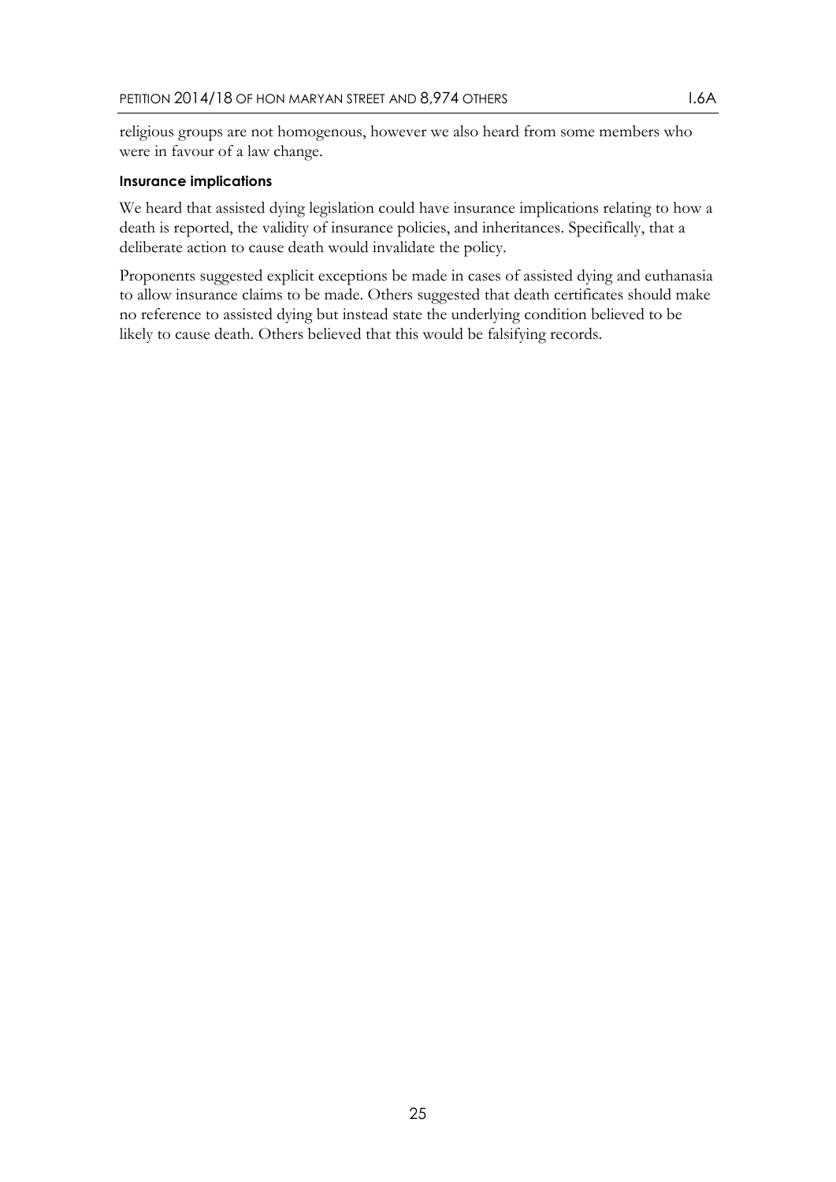religious groups are not homogenous, however we also heard from some members who were in favour of a law change.

#### Insurance implications

We heard that assisted dying legislation could have insurance implications relating to how a death is reported, the validity of insurance policies, and inheritances. Specifically, that a deliberate action to cause death would invalidate the policy.

Proponents suggested explicit exceptions be made in cases of assisted dying and euthanasia to allow insurance claims to be made. Others suggested that death certificates should make no reference to assisted dying but instead state the underlying condition believed to be likely to cause death. Others believed that this would be falsifying records.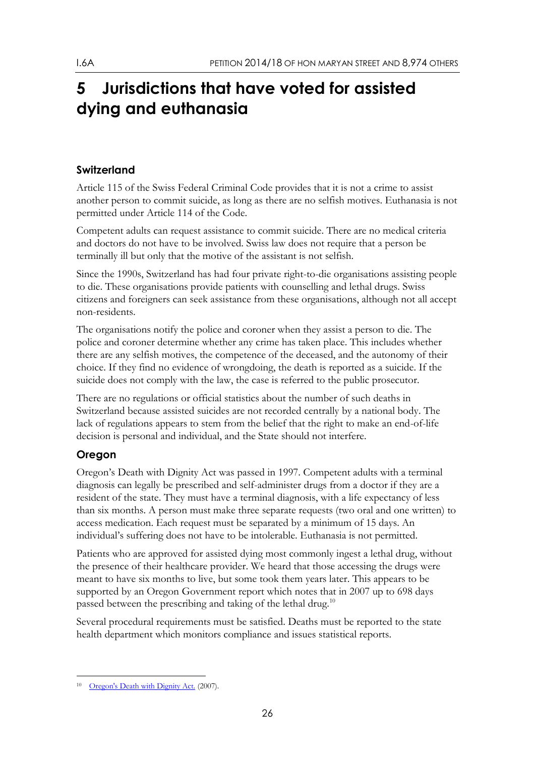# 5 Jurisdictions that have voted for assisted dying and euthanasia

### Switzerland

Article 115 of the Swiss Federal Criminal Code provides that it is not a crime to assist another person to commit suicide, as long as there are no selfish motives. Euthanasia is not permitted under Article 114 of the Code.

Competent adults can request assistance to commit suicide. There are no medical criteria and doctors do not have to be involved. Swiss law does not require that a person be terminally ill but only that the motive of the assistant is not selfish.

Since the 1990s, Switzerland has had four private right-to-die organisations assisting people to die. These organisations provide patients with counselling and lethal drugs. Swiss citizens and foreigners can seek assistance from these organisations, although not all accept non-residents.

The organisations notify the police and coroner when they assist a person to die. The police and coroner determine whether any crime has taken place. This includes whether there are any selfish motives, the competence of the deceased, and the autonomy of their choice. If they find no evidence of wrongdoing, the death is reported as a suicide. If the suicide does not comply with the law, the case is referred to the public prosecutor.

There are no regulations or official statistics about the number of such deaths in Switzerland because assisted suicides are not recorded centrally by a national body. The lack of regulations appears to stem from the belief that the right to make an end-of-life decision is personal and individual, and the State should not interfere.

### Oregon

Oregon's Death with Dignity Act was passed in 1997. Competent adults with a terminal diagnosis can legally be prescribed and self-administer drugs from a doctor if they are a resident of the state. They must have a terminal diagnosis, with a life expectancy of less than six months. A person must make three separate requests (two oral and one written) to access medication. Each request must be separated by a minimum of 15 days. An individual's suffering does not have to be intolerable. Euthanasia is not permitted.

Patients who are approved for assisted dying most commonly ingest a lethal drug, without the presence of their healthcare provider. We heard that those accessing the drugs were meant to have six months to live, but some took them years later. This appears to be supported by an Oregon Government report which notes that in 2007 up to 698 days passed between the prescribing and taking of the lethal drug.[10]

Several procedural requirements must be satisfied. Deaths must be reported to the state health department which monitors compliance and issues statistical reports.

---

[10] Oregon's Death with Dignity Act. (2007).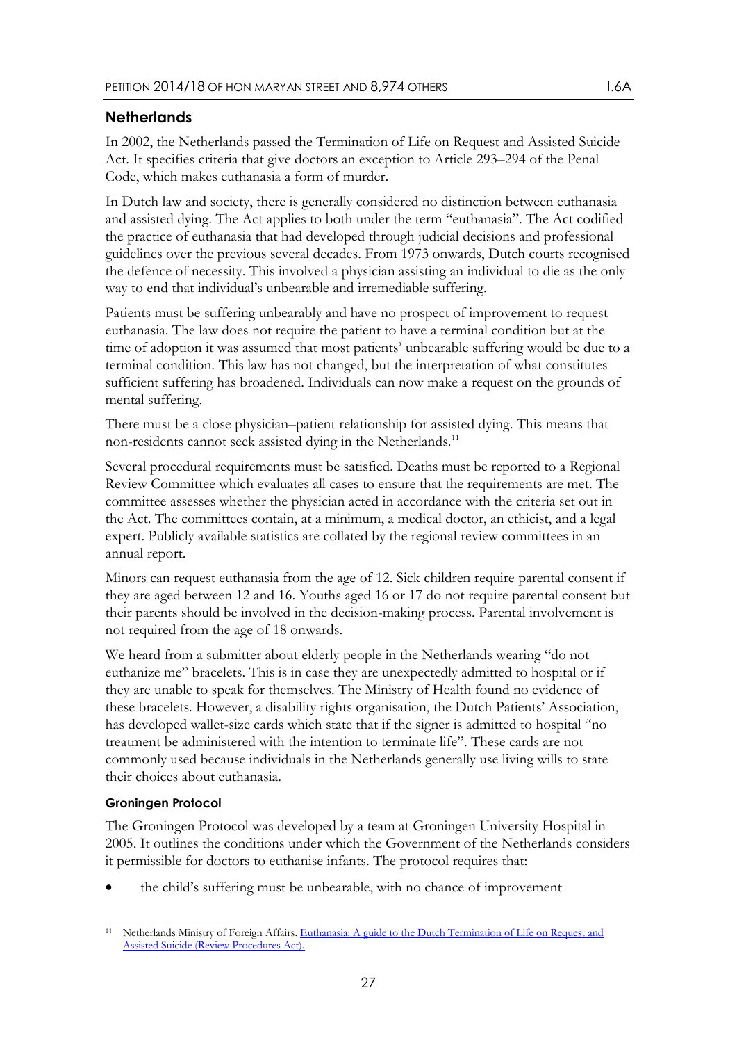## Netherlands

In 2002, the Netherlands passed the Termination of Life on Request and Assisted Suicide Act. It specifies criteria that give doctors an exception to Article 293–294 of the Penal Code, which makes euthanasia a form of murder.

In Dutch law and society, there is generally considered no distinction between euthanasia and assisted dying. The Act applies to both under the term "euthanasia". The Act codified the practice of euthanasia that had developed through judicial decisions and professional guidelines over the previous several decades. From 1973 onwards, Dutch courts recognised the defence of necessity. This involved a physician assisting an individual to die as the only way to end that individual's unbearable and irremediable suffering.

Patients must be suffering unbearably and have no prospect of improvement to request euthanasia. The law does not require the patient to have a terminal condition but at the time of adoption it was assumed that most patients' unbearable suffering would be due to a terminal condition. This law has not changed, but the interpretation of what constitutes sufficient suffering has broadened. Individuals can now make a request on the grounds of mental suffering.

There must be a close physician–patient relationship for assisted dying. This means that non-residents cannot seek assisted dying in the Netherlands.[11]

Several procedural requirements must be satisfied. Deaths must be reported to a Regional Review Committee which evaluates all cases to ensure that the requirements are met. The committee assesses whether the physician acted in accordance with the criteria set out in the Act. The committees contain, at a minimum, a medical doctor, an ethicist, and a legal expert. Publicly available statistics are collated by the regional review committees in an annual report.

Minors can request euthanasia from the age of 12. Sick children require parental consent if they are aged between 12 and 16. Youths aged 16 or 17 do not require parental consent but their parents should be involved in the decision-making process. Parental involvement is not required from the age of 18 onwards.

We heard from a submitter about elderly people in the Netherlands wearing "do not euthanize me" bracelets. This is in case they are unexpectedly admitted to hospital or if they are unable to speak for themselves. The Ministry of Health found no evidence of these bracelets. However, a disability rights organisation, the Dutch Patients' Association, has developed wallet-size cards which state that if the signer is admitted to hospital "no treatment be administered with the intention to terminate life". These cards are not commonly used because individuals in the Netherlands generally use living wills to state their choices about euthanasia.

### Groningen Protocol

The Groningen Protocol was developed by a team at Groningen University Hospital in 2005. It outlines the conditions under which the Government of the Netherlands considers it permissible for doctors to euthanise infants. The protocol requires that:

- the child's suffering must be unbearable, with no chance of improvement

---

[11] Netherlands Ministry of Foreign Affairs. Euthanasia: A guide to the Dutch Termination of Life on Request and Assisted Suicide (Review Procedures Act).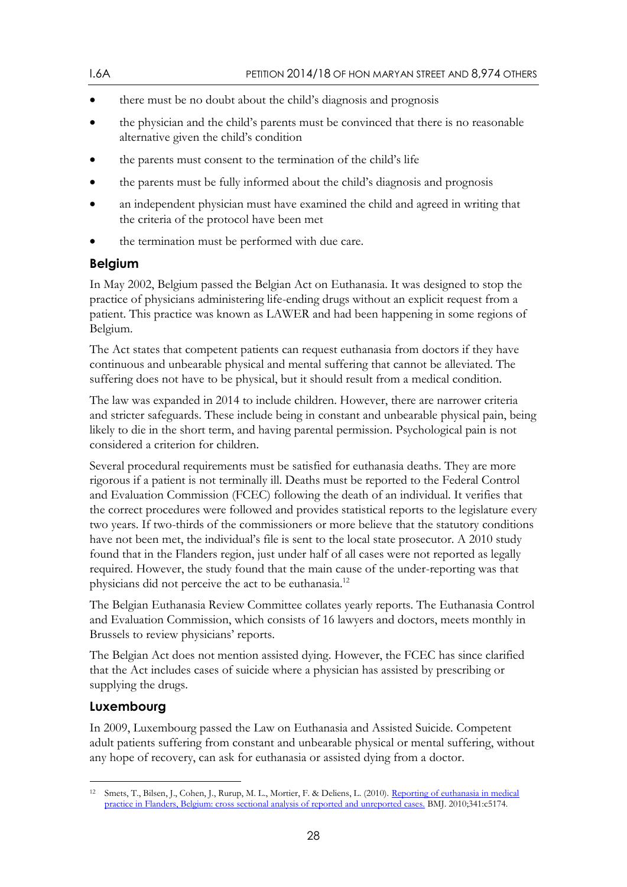- there must be no doubt about the child's diagnosis and prognosis
- the physician and the child's parents must be convinced that there is no reasonable alternative given the child's condition
- the parents must consent to the termination of the child's life
- the parents must be fully informed about the child's diagnosis and prognosis
- an independent physician must have examined the child and agreed in writing that the criteria of the protocol have been met
- the termination must be performed with due care.

### Belgium

In May 2002, Belgium passed the Belgian Act on Euthanasia. It was designed to stop the practice of physicians administering life-ending drugs without an explicit request from a patient. This practice was known as LAWER and had been happening in some regions of Belgium.

The Act states that competent patients can request euthanasia from doctors if they have continuous and unbearable physical and mental suffering that cannot be alleviated. The suffering does not have to be physical, but it should result from a medical condition.

The law was expanded in 2014 to include children. However, there are narrower criteria and stricter safeguards. These include being in constant and unbearable physical pain, being likely to die in the short term, and having parental permission. Psychological pain is not considered a criterion for children.

Several procedural requirements must be satisfied for euthanasia deaths. They are more rigorous if a patient is not terminally ill. Deaths must be reported to the Federal Control and Evaluation Commission (FCEC) following the death of an individual. It verifies that the correct procedures were followed and provides statistical reports to the legislature every two years. If two-thirds of the commissioners or more believe that the statutory conditions have not been met, the individual's file is sent to the local state prosecutor. A 2010 study found that in the Flanders region, just under half of all cases were not reported as legally required. However, the study found that the main cause of the under-reporting was that physicians did not perceive the act to be euthanasia.[12]

The Belgian Euthanasia Review Committee collates yearly reports. The Euthanasia Control and Evaluation Commission, which consists of 16 lawyers and doctors, meets monthly in Brussels to review physicians' reports.

The Belgian Act does not mention assisted dying. However, the FCEC has since clarified that the Act includes cases of suicide where a physician has assisted by prescribing or supplying the drugs.

### Luxembourg

In 2009, Luxembourg passed the Law on Euthanasia and Assisted Suicide. Competent adult patients suffering from constant and unbearable physical or mental suffering, without any hope of recovery, can ask for euthanasia or assisted dying from a doctor.

---

[12] Smets, T., Bilsen, J., Cohen, J., Rurup, M. L., Mortier, F. & Deliens, L. (2010). Reporting of euthanasia in medical practice in Flanders, Belgium: cross sectional analysis of reported and unreported cases. BMJ. 2010;341:c5174.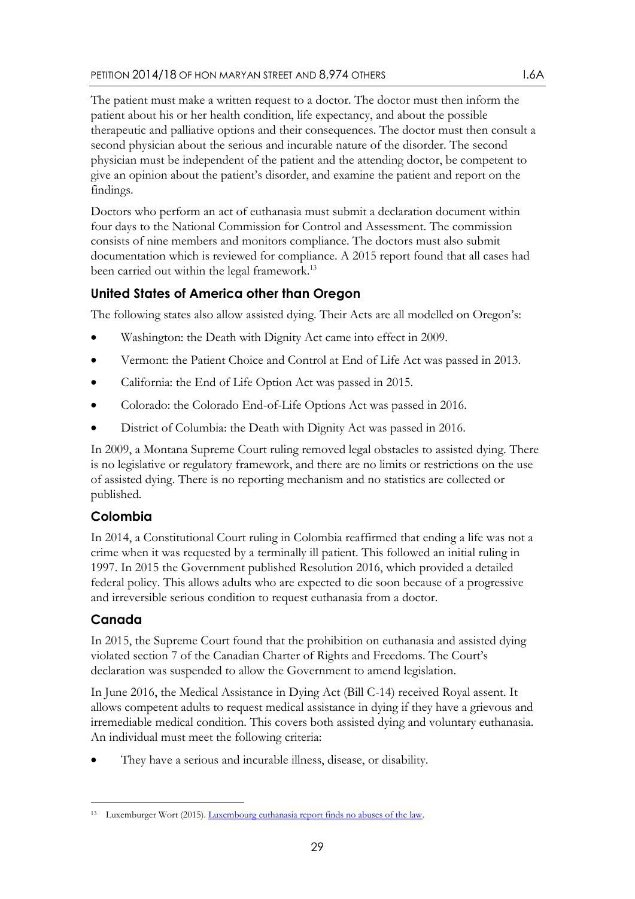The patient must make a written request to a doctor. The doctor must then inform the patient about his or her health condition, life expectancy, and about the possible therapeutic and palliative options and their consequences. The doctor must then consult a second physician about the serious and incurable nature of the disorder. The second physician must be independent of the patient and the attending doctor, be competent to give an opinion about the patient's disorder, and examine the patient and report on the findings.

Doctors who perform an act of euthanasia must submit a declaration document within four days to the National Commission for Control and Assessment. The commission consists of nine members and monitors compliance. The doctors must also submit documentation which is reviewed for compliance. A 2015 report found that all cases had been carried out within the legal framework.[13]

### United States of America other than Oregon

The following states also allow assisted dying. Their Acts are all modelled on Oregon's:

- Washington: the Death with Dignity Act came into effect in 2009.
- Vermont: the Patient Choice and Control at End of Life Act was passed in 2013.
- California: the End of Life Option Act was passed in 2015.
- Colorado: the Colorado End-of-Life Options Act was passed in 2016.
- District of Columbia: the Death with Dignity Act was passed in 2016.

In 2009, a Montana Supreme Court ruling removed legal obstacles to assisted dying. There is no legislative or regulatory framework, and there are no limits or restrictions on the use of assisted dying. There is no reporting mechanism and no statistics are collected or published.

### Colombia

In 2014, a Constitutional Court ruling in Colombia reaffirmed that ending a life was not a crime when it was requested by a terminally ill patient. This followed an initial ruling in 1997. In 2015 the Government published Resolution 2016, which provided a detailed federal policy. This allows adults who are expected to die soon because of a progressive and irreversible serious condition to request euthanasia from a doctor.

### Canada

In 2015, the Supreme Court found that the prohibition on euthanasia and assisted dying violated section 7 of the Canadian Charter of Rights and Freedoms. The Court's declaration was suspended to allow the Government to amend legislation.

In June 2016, the Medical Assistance in Dying Act (Bill C-14) received Royal assent. It allows competent adults to request medical assistance in dying if they have a grievous and irremediable medical condition. This covers both assisted dying and voluntary euthanasia. An individual must meet the following criteria:

- They have a serious and incurable illness, disease, or disability.

[13] Luxemburger Wort (2015). Luxembourg euthanasia report finds no abuses of the law.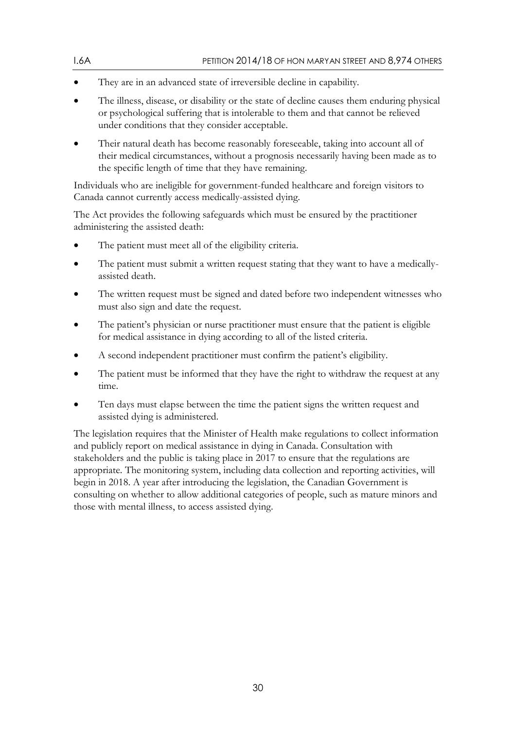- They are in an advanced state of irreversible decline in capability.
- The illness, disease, or disability or the state of decline causes them enduring physical or psychological suffering that is intolerable to them and that cannot be relieved under conditions that they consider acceptable.
- Their natural death has become reasonably foreseeable, taking into account all of their medical circumstances, without a prognosis necessarily having been made as to the specific length of time that they have remaining.

Individuals who are ineligible for government-funded healthcare and foreign visitors to Canada cannot currently access medically-assisted dying.

The Act provides the following safeguards which must be ensured by the practitioner administering the assisted death:

- The patient must meet all of the eligibility criteria.
- The patient must submit a written request stating that they want to have a medically-assisted death.
- The written request must be signed and dated before two independent witnesses who must also sign and date the request.
- The patient's physician or nurse practitioner must ensure that the patient is eligible for medical assistance in dying according to all of the listed criteria.
- A second independent practitioner must confirm the patient's eligibility.
- The patient must be informed that they have the right to withdraw the request at any time.
- Ten days must elapse between the time the patient signs the written request and assisted dying is administered.

The legislation requires that the Minister of Health make regulations to collect information and publicly report on medical assistance in dying in Canada. Consultation with stakeholders and the public is taking place in 2017 to ensure that the regulations are appropriate. The monitoring system, including data collection and reporting activities, will begin in 2018. A year after introducing the legislation, the Canadian Government is consulting on whether to allow additional categories of people, such as mature minors and those with mental illness, to access assisted dying.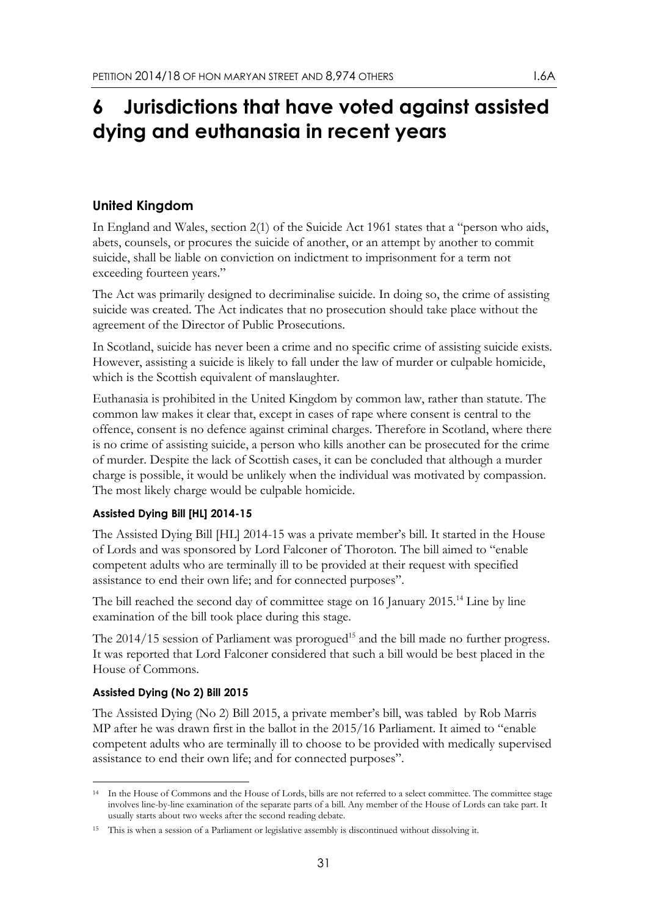# 6 Jurisdictions that have voted against assisted dying and euthanasia in recent years

## United Kingdom

In England and Wales, section 2(1) of the Suicide Act 1961 states that a "person who aids, abets, counsels, or procures the suicide of another, or an attempt by another to commit suicide, shall be liable on conviction on indictment to imprisonment for a term not exceeding fourteen years."

The Act was primarily designed to decriminalise suicide. In doing so, the crime of assisting suicide was created. The Act indicates that no prosecution should take place without the agreement of the Director of Public Prosecutions.

In Scotland, suicide has never been a crime and no specific crime of assisting suicide exists. However, assisting a suicide is likely to fall under the law of murder or culpable homicide, which is the Scottish equivalent of manslaughter.

Euthanasia is prohibited in the United Kingdom by common law, rather than statute. The common law makes it clear that, except in cases of rape where consent is central to the offence, consent is no defence against criminal charges. Therefore in Scotland, where there is no crime of assisting suicide, a person who kills another can be prosecuted for the crime of murder. Despite the lack of Scottish cases, it can be concluded that although a murder charge is possible, it would be unlikely when the individual was motivated by compassion. The most likely charge would be culpable homicide.

### Assisted Dying Bill [HL] 2014-15

The Assisted Dying Bill [HL] 2014-15 was a private member's bill. It started in the House of Lords and was sponsored by Lord Falconer of Thoroton. The bill aimed to "enable competent adults who are terminally ill to be provided at their request with specified assistance to end their own life; and for connected purposes".

The bill reached the second day of committee stage on 16 January 2015.[14] Line by line examination of the bill took place during this stage.

The 2014/15 session of Parliament was prorogued[15] and the bill made no further progress. It was reported that Lord Falconer considered that such a bill would be best placed in the House of Commons.

### Assisted Dying (No 2) Bill 2015

The Assisted Dying (No 2) Bill 2015, a private member's bill, was tabled by Rob Marris MP after he was drawn first in the ballot in the 2015/16 Parliament. It aimed to "enable competent adults who are terminally ill to choose to be provided with medically supervised assistance to end their own life; and for connected purposes".

---

[14] In the House of Commons and the House of Lords, bills are not referred to a select committee. The committee stage involves line-by-line examination of the separate parts of a bill. Any member of the House of Lords can take part. It usually starts about two weeks after the second reading debate.

[15] This is when a session of a Parliament or legislative assembly is discontinued without dissolving it.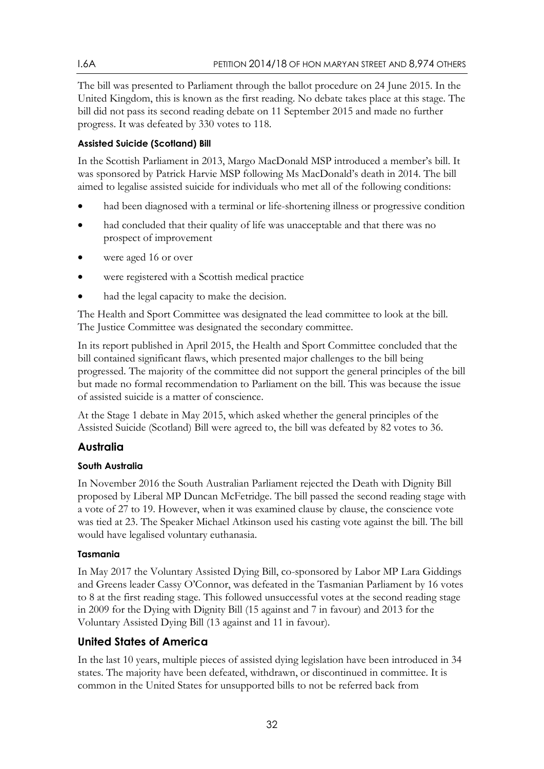The bill was presented to Parliament through the ballot procedure on 24 June 2015. In the United Kingdom, this is known as the first reading. No debate takes place at this stage. The bill did not pass its second reading debate on 11 September 2015 and made no further progress. It was defeated by 330 votes to 118.

#### Assisted Suicide (Scotland) Bill

In the Scottish Parliament in 2013, Margo MacDonald MSP introduced a member's bill. It was sponsored by Patrick Harvie MSP following Ms MacDonald's death in 2014. The bill aimed to legalise assisted suicide for individuals who met all of the following conditions:

- had been diagnosed with a terminal or life-shortening illness or progressive condition
- had concluded that their quality of life was unacceptable and that there was no prospect of improvement
- were aged 16 or over
- were registered with a Scottish medical practice
- had the legal capacity to make the decision.

The Health and Sport Committee was designated the lead committee to look at the bill. The Justice Committee was designated the secondary committee.

In its report published in April 2015, the Health and Sport Committee concluded that the bill contained significant flaws, which presented major challenges to the bill being progressed. The majority of the committee did not support the general principles of the bill but made no formal recommendation to Parliament on the bill. This was because the issue of assisted suicide is a matter of conscience.

At the Stage 1 debate in May 2015, which asked whether the general principles of the Assisted Suicide (Scotland) Bill were agreed to, the bill was defeated by 82 votes to 36.

### Australia

#### South Australia

In November 2016 the South Australian Parliament rejected the Death with Dignity Bill proposed by Liberal MP Duncan McFetridge. The bill passed the second reading stage with a vote of 27 to 19. However, when it was examined clause by clause, the conscience vote was tied at 23. The Speaker Michael Atkinson used his casting vote against the bill. The bill would have legalised voluntary euthanasia.

#### Tasmania

In May 2017 the Voluntary Assisted Dying Bill, co-sponsored by Labor MP Lara Giddings and Greens leader Cassy O'Connor, was defeated in the Tasmanian Parliament by 16 votes to 8 at the first reading stage. This followed unsuccessful votes at the second reading stage in 2009 for the Dying with Dignity Bill (15 against and 7 in favour) and 2013 for the Voluntary Assisted Dying Bill (13 against and 11 in favour).

### United States of America

In the last 10 years, multiple pieces of assisted dying legislation have been introduced in 34 states. The majority have been defeated, withdrawn, or discontinued in committee. It is common in the United States for unsupported bills to not be referred back from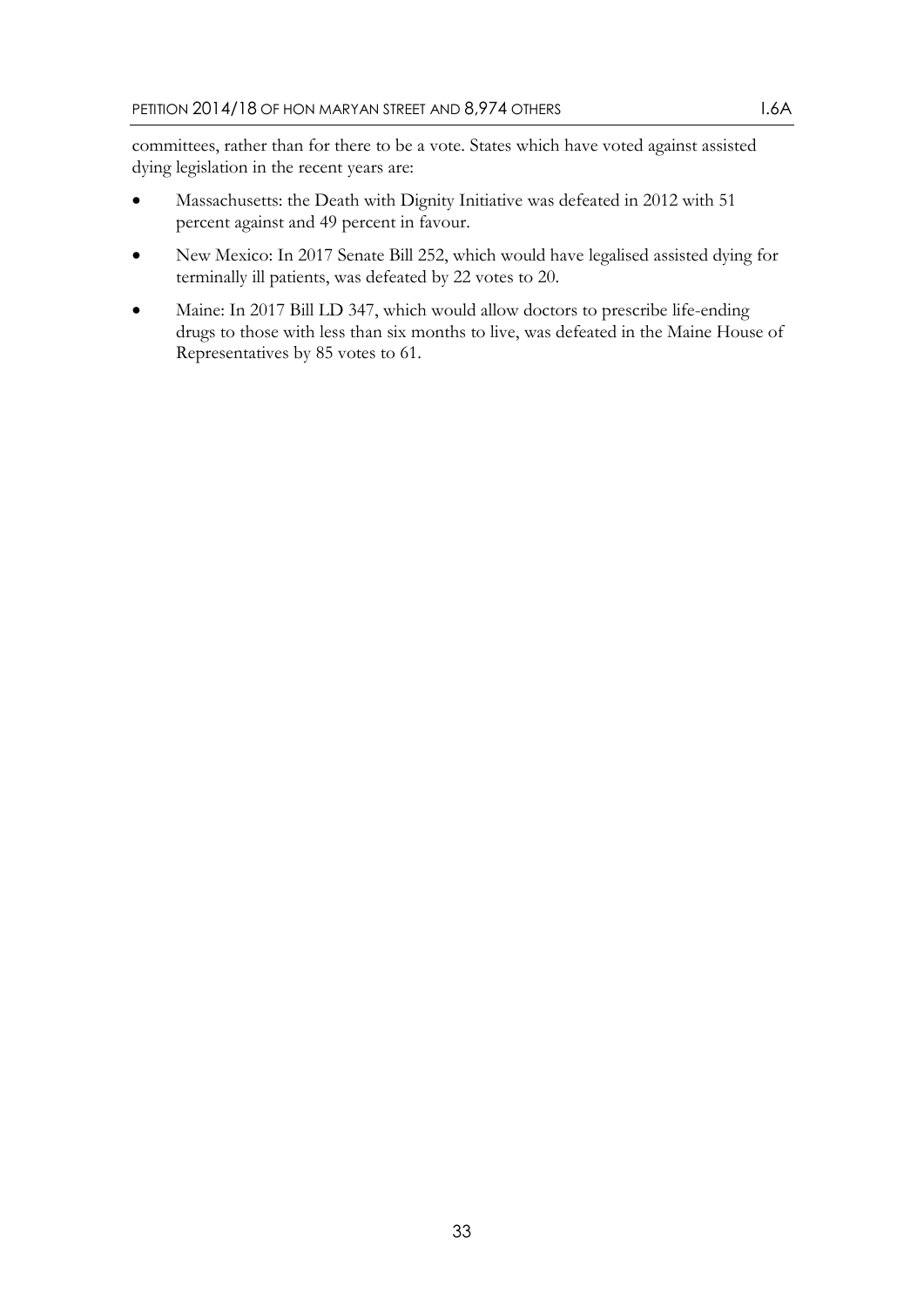committees, rather than for there to be a vote. States which have voted against assisted dying legislation in the recent years are:

- Massachusetts: the Death with Dignity Initiative was defeated in 2012 with 51 percent against and 49 percent in favour.
- New Mexico: In 2017 Senate Bill 252, which would have legalised assisted dying for terminally ill patients, was defeated by 22 votes to 20.
- Maine: In 2017 Bill LD 347, which would allow doctors to prescribe life-ending drugs to those with less than six months to live, was defeated in the Maine House of Representatives by 85 votes to 61.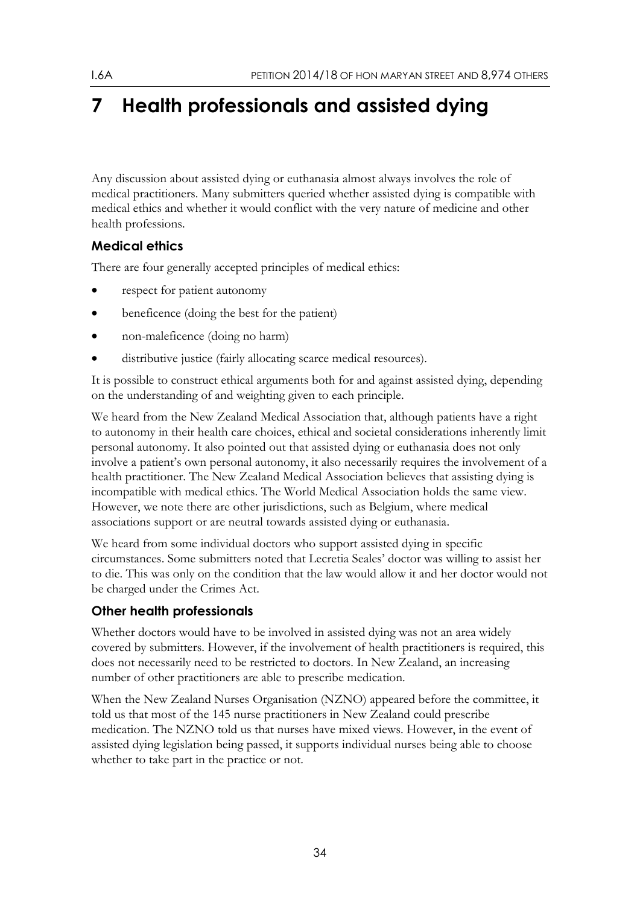# 7 Health professionals and assisted dying

Any discussion about assisted dying or euthanasia almost always involves the role of medical practitioners. Many submitters queried whether assisted dying is compatible with medical ethics and whether it would conflict with the very nature of medicine and other health professions.

## Medical ethics

There are four generally accepted principles of medical ethics:

- respect for patient autonomy
- beneficence (doing the best for the patient)
- non-maleficence (doing no harm)
- distributive justice (fairly allocating scarce medical resources).

It is possible to construct ethical arguments both for and against assisted dying, depending on the understanding of and weighting given to each principle.

We heard from the New Zealand Medical Association that, although patients have a right to autonomy in their health care choices, ethical and societal considerations inherently limit personal autonomy. It also pointed out that assisted dying or euthanasia does not only involve a patient's own personal autonomy, it also necessarily requires the involvement of a health practitioner. The New Zealand Medical Association believes that assisting dying is incompatible with medical ethics. The World Medical Association holds the same view. However, we note there are other jurisdictions, such as Belgium, where medical associations support or are neutral towards assisted dying or euthanasia.

We heard from some individual doctors who support assisted dying in specific circumstances. Some submitters noted that Lecretia Seales' doctor was willing to assist her to die. This was only on the condition that the law would allow it and her doctor would not be charged under the Crimes Act.

## Other health professionals

Whether doctors would have to be involved in assisted dying was not an area widely covered by submitters. However, if the involvement of health practitioners is required, this does not necessarily need to be restricted to doctors. In New Zealand, an increasing number of other practitioners are able to prescribe medication.

When the New Zealand Nurses Organisation (NZNO) appeared before the committee, it told us that most of the 145 nurse practitioners in New Zealand could prescribe medication. The NZNO told us that nurses have mixed views. However, in the event of assisted dying legislation being passed, it supports individual nurses being able to choose whether to take part in the practice or not.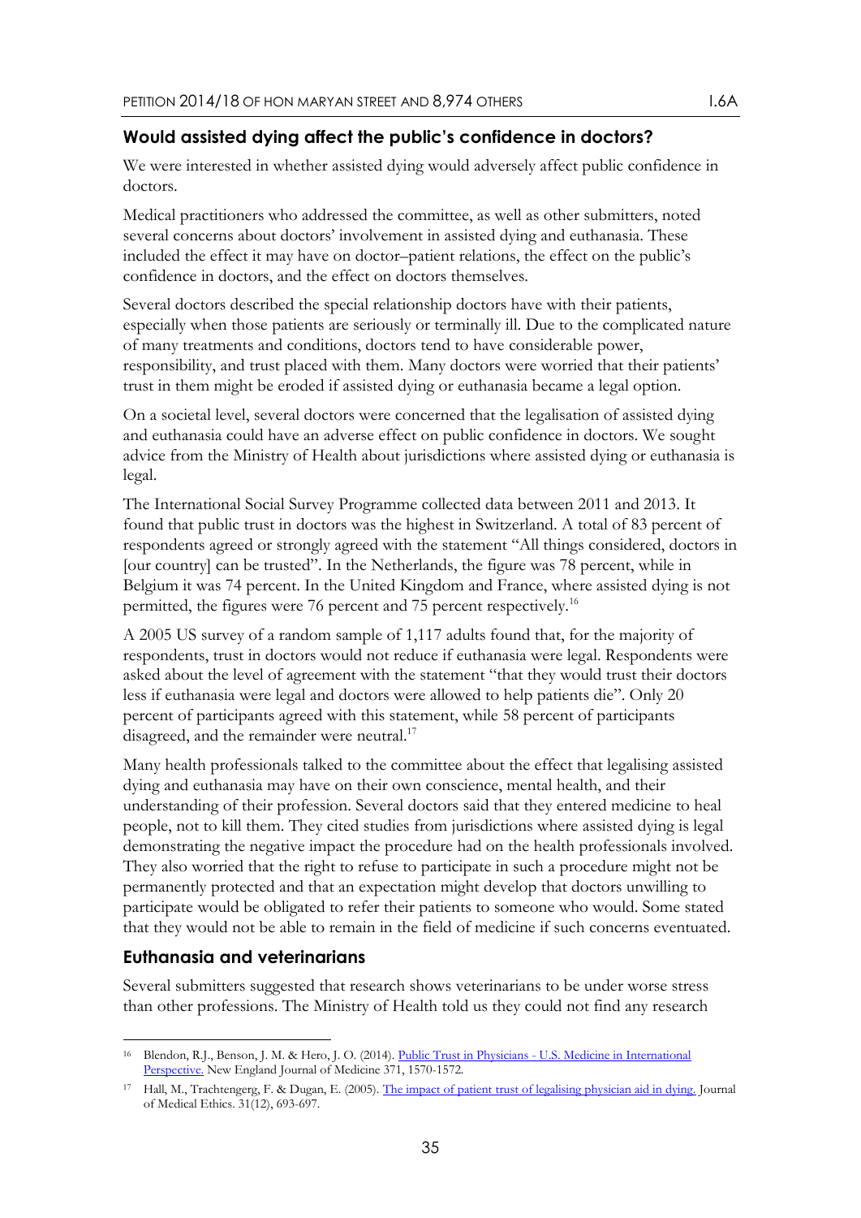### Would assisted dying affect the public's confidence in doctors?

We were interested in whether assisted dying would adversely affect public confidence in doctors.

Medical practitioners who addressed the committee, as well as other submitters, noted several concerns about doctors' involvement in assisted dying and euthanasia. These included the effect it may have on doctor–patient relations, the effect on the public's confidence in doctors, and the effect on doctors themselves.

Several doctors described the special relationship doctors have with their patients, especially when those patients are seriously or terminally ill. Due to the complicated nature of many treatments and conditions, doctors tend to have considerable power, responsibility, and trust placed with them. Many doctors were worried that their patients' trust in them might be eroded if assisted dying or euthanasia became a legal option.

On a societal level, several doctors were concerned that the legalisation of assisted dying and euthanasia could have an adverse effect on public confidence in doctors. We sought advice from the Ministry of Health about jurisdictions where assisted dying or euthanasia is legal.

The International Social Survey Programme collected data between 2011 and 2013. It found that public trust in doctors was the highest in Switzerland. A total of 83 percent of respondents agreed or strongly agreed with the statement "All things considered, doctors in [our country] can be trusted". In the Netherlands, the figure was 78 percent, while in Belgium it was 74 percent. In the United Kingdom and France, where assisted dying is not permitted, the figures were 76 percent and 75 percent respectively.[16]

A 2005 US survey of a random sample of 1,117 adults found that, for the majority of respondents, trust in doctors would not reduce if euthanasia were legal. Respondents were asked about the level of agreement with the statement "that they would trust their doctors less if euthanasia were legal and doctors were allowed to help patients die". Only 20 percent of participants agreed with this statement, while 58 percent of participants disagreed, and the remainder were neutral.[17]

Many health professionals talked to the committee about the effect that legalising assisted dying and euthanasia may have on their own conscience, mental health, and their understanding of their profession. Several doctors said that they entered medicine to heal people, not to kill them. They cited studies from jurisdictions where assisted dying is legal demonstrating the negative impact the procedure had on the health professionals involved. They also worried that the right to refuse to participate in such a procedure might not be permanently protected and that an expectation might develop that doctors unwilling to participate would be obligated to refer their patients to someone who would. Some stated that they would not be able to remain in the field of medicine if such concerns eventuated.

### Euthanasia and veterinarians

Several submitters suggested that research shows veterinarians to be under worse stress than other professions. The Ministry of Health told us they could not find any research

---

[16] Blendon, R.J., Benson, J. M. & Hero, J. O. (2014). Public Trust in Physicians - U.S. Medicine in International Perspective. New England Journal of Medicine 371, 1570-1572.

[17] Hall, M., Trachtengerg, F. & Dugan, E. (2005). The impact of patient trust of legalising physician aid in dying. Journal of Medical Ethics. 31(12), 693-697.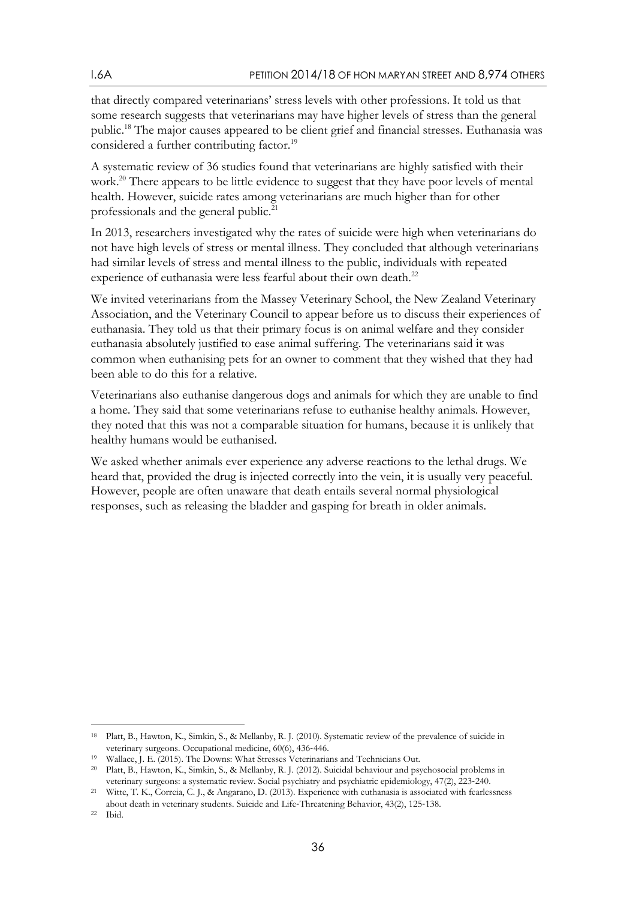that directly compared veterinarians' stress levels with other professions. It told us that some research suggests that veterinarians may have higher levels of stress than the general public.[18] The major causes appeared to be client grief and financial stresses. Euthanasia was considered a further contributing factor.[19]

A systematic review of 36 studies found that veterinarians are highly satisfied with their work.[20] There appears to be little evidence to suggest that they have poor levels of mental health. However, suicide rates among veterinarians are much higher than for other professionals and the general public.[21]

In 2013, researchers investigated why the rates of suicide were high when veterinarians do not have high levels of stress or mental illness. They concluded that although veterinarians had similar levels of stress and mental illness to the public, individuals with repeated experience of euthanasia were less fearful about their own death.[22]

We invited veterinarians from the Massey Veterinary School, the New Zealand Veterinary Association, and the Veterinary Council to appear before us to discuss their experiences of euthanasia. They told us that their primary focus is on animal welfare and they consider euthanasia absolutely justified to ease animal suffering. The veterinarians said it was common when euthanising pets for an owner to comment that they wished that they had been able to do this for a relative.

Veterinarians also euthanise dangerous dogs and animals for which they are unable to find a home. They said that some veterinarians refuse to euthanise healthy animals. However, they noted that this was not a comparable situation for humans, because it is unlikely that healthy humans would be euthanised.

We asked whether animals ever experience any adverse reactions to the lethal drugs. We heard that, provided the drug is injected correctly into the vein, it is usually very peaceful. However, people are often unaware that death entails several normal physiological responses, such as releasing the bladder and gasping for breath in older animals.

---

[18] Platt, B., Hawton, K., Simkin, S., & Mellanby, R. J. (2010). Systematic review of the prevalence of suicide in veterinary surgeons. Occupational medicine, 60(6), 436-446.

[19] Wallace, J. E. (2015). The Downs: What Stresses Veterinarians and Technicians Out.

[20] Platt, B., Hawton, K., Simkin, S., & Mellanby, R. J. (2012). Suicidal behaviour and psychosocial problems in veterinary surgeons: a systematic review. Social psychiatry and psychiatric epidemiology, 47(2), 223-240.

[21] Witte, T. K., Correia, C. J., & Angarano, D. (2013). Experience with euthanasia is associated with fearlessness about death in veterinary students. Suicide and Life-Threatening Behavior, 43(2), 125-138.

[22] Ibid.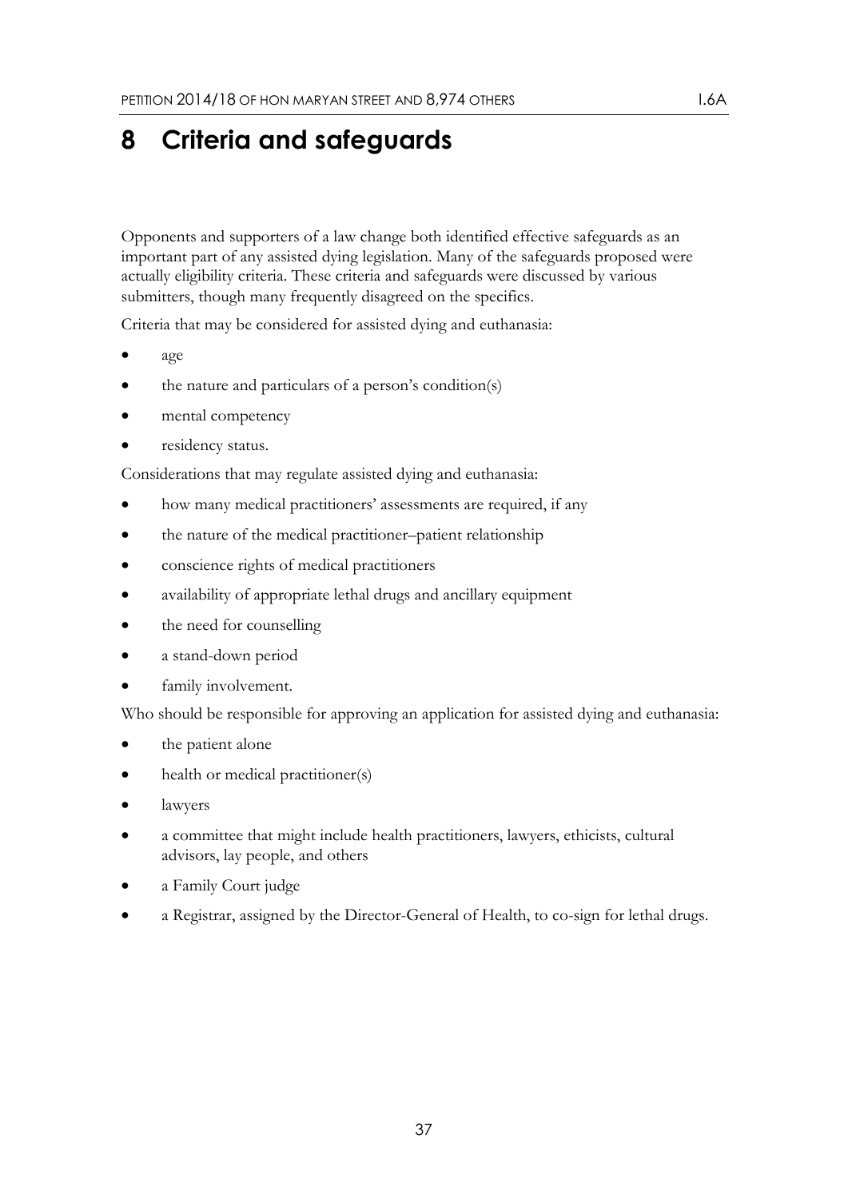# 8 Criteria and safeguards

Opponents and supporters of a law change both identified effective safeguards as an important part of any assisted dying legislation. Many of the safeguards proposed were actually eligibility criteria. These criteria and safeguards were discussed by various submitters, though many frequently disagreed on the specifics.

Criteria that may be considered for assisted dying and euthanasia:

- age
- the nature and particulars of a person's condition(s)
- mental competency
- residency status.

Considerations that may regulate assisted dying and euthanasia:

- how many medical practitioners' assessments are required, if any
- the nature of the medical practitioner–patient relationship
- conscience rights of medical practitioners
- availability of appropriate lethal drugs and ancillary equipment
- the need for counselling
- a stand-down period
- family involvement.

Who should be responsible for approving an application for assisted dying and euthanasia:

- the patient alone
- health or medical practitioner(s)
- lawyers
- a committee that might include health practitioners, lawyers, ethicists, cultural advisors, lay people, and others
- a Family Court judge
- a Registrar, assigned by the Director-General of Health, to co-sign for lethal drugs.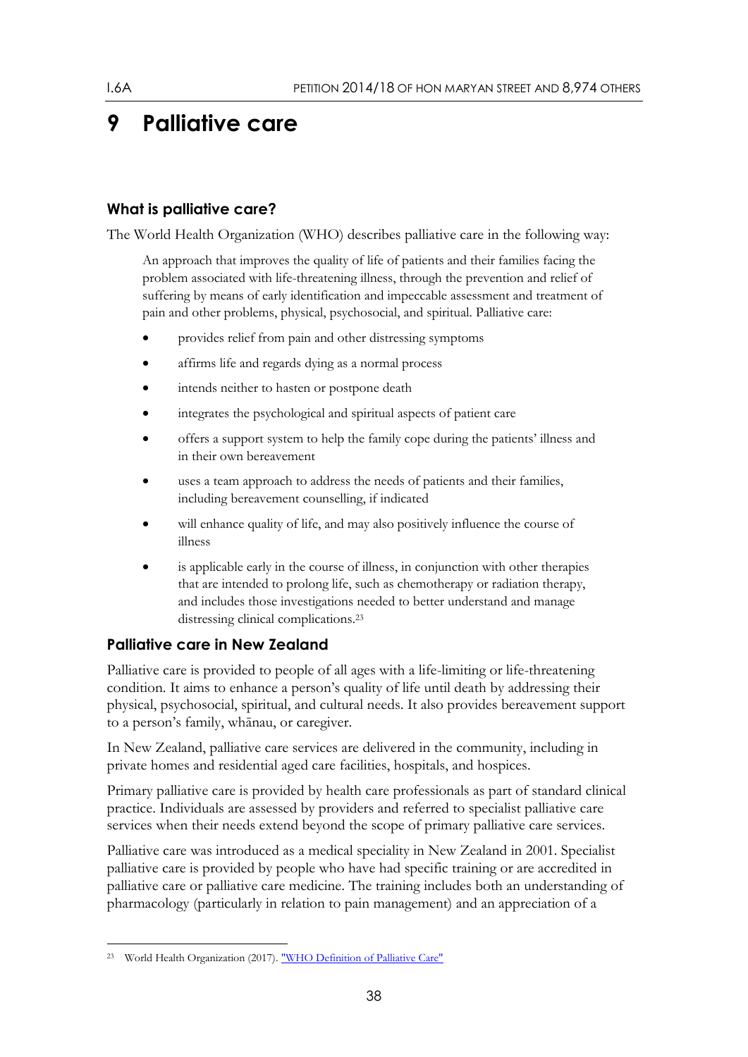# 9 Palliative care

## What is palliative care?

The World Health Organization (WHO) describes palliative care in the following way:

> An approach that improves the quality of life of patients and their families facing the problem associated with life-threatening illness, through the prevention and relief of suffering by means of early identification and impeccable assessment and treatment of pain and other problems, physical, psychosocial, and spiritual. Palliative care:
>
> - provides relief from pain and other distressing symptoms
> - affirms life and regards dying as a normal process
> - intends neither to hasten or postpone death
> - integrates the psychological and spiritual aspects of patient care
> - offers a support system to help the family cope during the patients' illness and in their own bereavement
> - uses a team approach to address the needs of patients and their families, including bereavement counselling, if indicated
> - will enhance quality of life, and may also positively influence the course of illness
> - is applicable early in the course of illness, in conjunction with other therapies that are intended to prolong life, such as chemotherapy or radiation therapy, and includes those investigations needed to better understand and manage distressing clinical complications.[23]

## Palliative care in New Zealand

Palliative care is provided to people of all ages with a life-limiting or life-threatening condition. It aims to enhance a person's quality of life until death by addressing their physical, psychosocial, spiritual, and cultural needs. It also provides bereavement support to a person's family, whānau, or caregiver.

In New Zealand, palliative care services are delivered in the community, including in private homes and residential aged care facilities, hospitals, and hospices.

Primary palliative care is provided by health care professionals as part of standard clinical practice. Individuals are assessed by providers and referred to specialist palliative care services when their needs extend beyond the scope of primary palliative care services.

Palliative care was introduced as a medical speciality in New Zealand in 2001. Specialist palliative care is provided by people who have had specific training or are accredited in palliative care or palliative care medicine. The training includes both an understanding of pharmacology (particularly in relation to pain management) and an appreciation of a

---

[23] World Health Organization (2017). "WHO Definition of Palliative Care"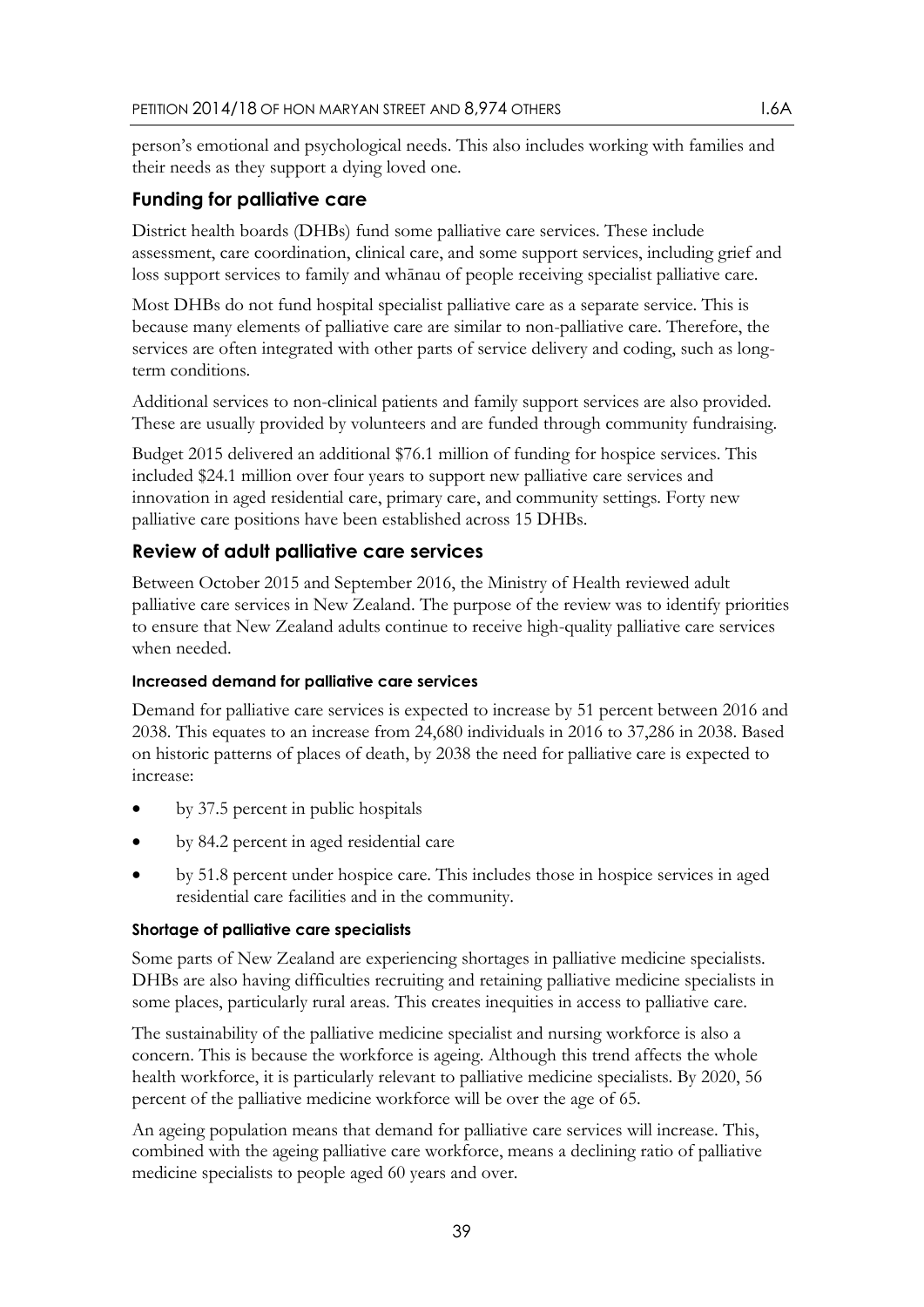person's emotional and psychological needs. This also includes working with families and their needs as they support a dying loved one.

## Funding for palliative care

District health boards (DHBs) fund some palliative care services. These include assessment, care coordination, clinical care, and some support services, including grief and loss support services to family and whānau of people receiving specialist palliative care.

Most DHBs do not fund hospital specialist palliative care as a separate service. This is because many elements of palliative care are similar to non-palliative care. Therefore, the services are often integrated with other parts of service delivery and coding, such as long-term conditions.

Additional services to non-clinical patients and family support services are also provided. These are usually provided by volunteers and are funded through community fundraising.

Budget 2015 delivered an additional $76.1 million of funding for hospice services. This included $24.1 million over four years to support new palliative care services and innovation in aged residential care, primary care, and community settings. Forty new palliative care positions have been established across 15 DHBs.

## Review of adult palliative care services

Between October 2015 and September 2016, the Ministry of Health reviewed adult palliative care services in New Zealand. The purpose of the review was to identify priorities to ensure that New Zealand adults continue to receive high-quality palliative care services when needed.

### Increased demand for palliative care services

Demand for palliative care services is expected to increase by 51 percent between 2016 and 2038. This equates to an increase from 24,680 individuals in 2016 to 37,286 in 2038. Based on historic patterns of places of death, by 2038 the need for palliative care is expected to increase:

- by 37.5 percent in public hospitals
- by 84.2 percent in aged residential care
- by 51.8 percent under hospice care. This includes those in hospice services in aged residential care facilities and in the community.

### Shortage of palliative care specialists

Some parts of New Zealand are experiencing shortages in palliative medicine specialists. DHBs are also having difficulties recruiting and retaining palliative medicine specialists in some places, particularly rural areas. This creates inequities in access to palliative care.

The sustainability of the palliative medicine specialist and nursing workforce is also a concern. This is because the workforce is ageing. Although this trend affects the whole health workforce, it is particularly relevant to palliative medicine specialists. By 2020, 56 percent of the palliative medicine workforce will be over the age of 65.

An ageing population means that demand for palliative care services will increase. This, combined with the ageing palliative care workforce, means a declining ratio of palliative medicine specialists to people aged 60 years and over.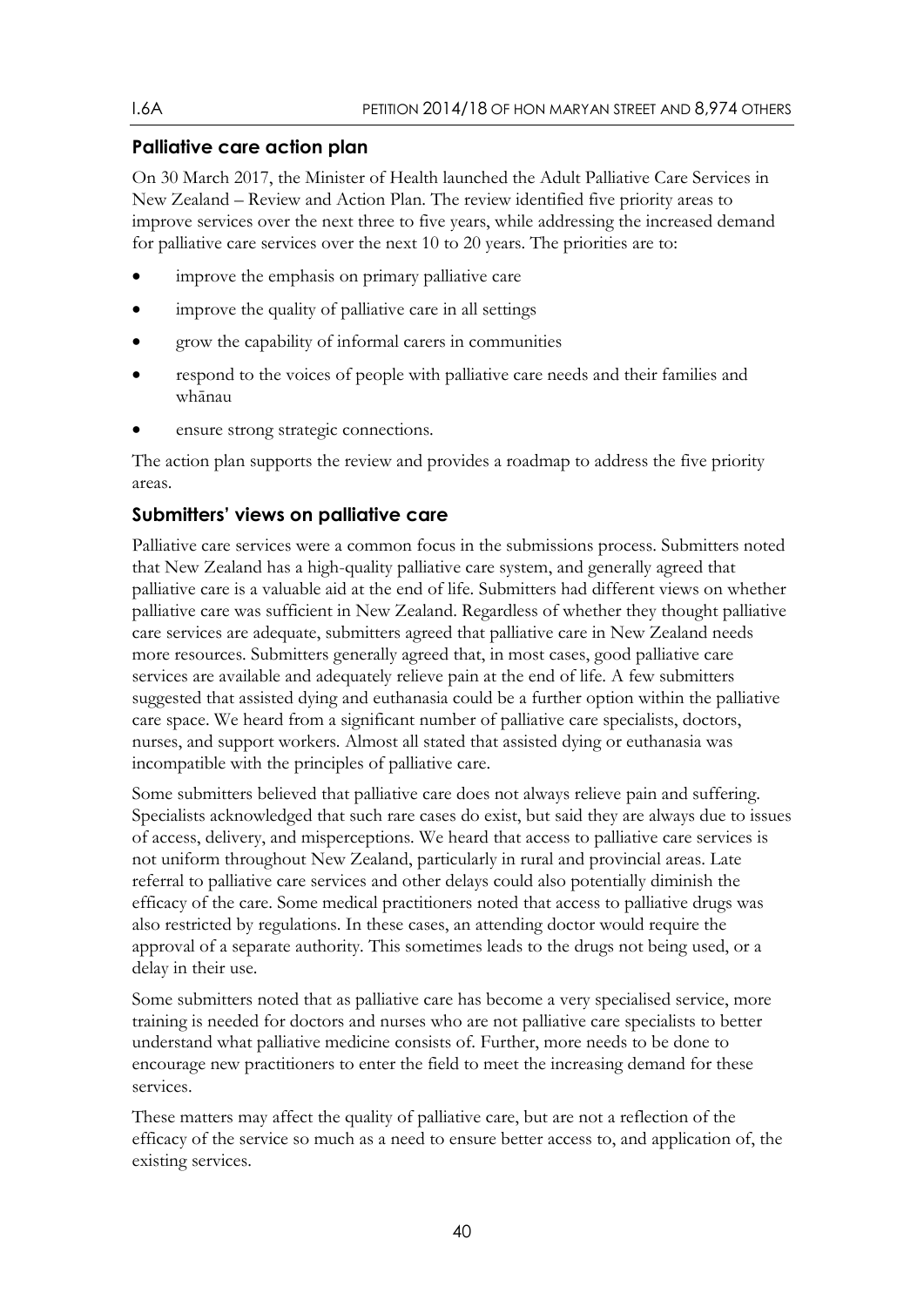## Palliative care action plan

On 30 March 2017, the Minister of Health launched the Adult Palliative Care Services in New Zealand – Review and Action Plan. The review identified five priority areas to improve services over the next three to five years, while addressing the increased demand for palliative care services over the next 10 to 20 years. The priorities are to:

- improve the emphasis on primary palliative care
- improve the quality of palliative care in all settings
- grow the capability of informal carers in communities
- respond to the voices of people with palliative care needs and their families and whānau
- ensure strong strategic connections.

The action plan supports the review and provides a roadmap to address the five priority areas.

## Submitters' views on palliative care

Palliative care services were a common focus in the submissions process. Submitters noted that New Zealand has a high-quality palliative care system, and generally agreed that palliative care is a valuable aid at the end of life. Submitters had different views on whether palliative care was sufficient in New Zealand. Regardless of whether they thought palliative care services are adequate, submitters agreed that palliative care in New Zealand needs more resources. Submitters generally agreed that, in most cases, good palliative care services are available and adequately relieve pain at the end of life. A few submitters suggested that assisted dying and euthanasia could be a further option within the palliative care space. We heard from a significant number of palliative care specialists, doctors, nurses, and support workers. Almost all stated that assisted dying or euthanasia was incompatible with the principles of palliative care.

Some submitters believed that palliative care does not always relieve pain and suffering. Specialists acknowledged that such rare cases do exist, but said they are always due to issues of access, delivery, and misperceptions. We heard that access to palliative care services is not uniform throughout New Zealand, particularly in rural and provincial areas. Late referral to palliative care services and other delays could also potentially diminish the efficacy of the care. Some medical practitioners noted that access to palliative drugs was also restricted by regulations. In these cases, an attending doctor would require the approval of a separate authority. This sometimes leads to the drugs not being used, or a delay in their use.

Some submitters noted that as palliative care has become a very specialised service, more training is needed for doctors and nurses who are not palliative care specialists to better understand what palliative medicine consists of. Further, more needs to be done to encourage new practitioners to enter the field to meet the increasing demand for these services.

These matters may affect the quality of palliative care, but are not a reflection of the efficacy of the service so much as a need to ensure better access to, and application of, the existing services.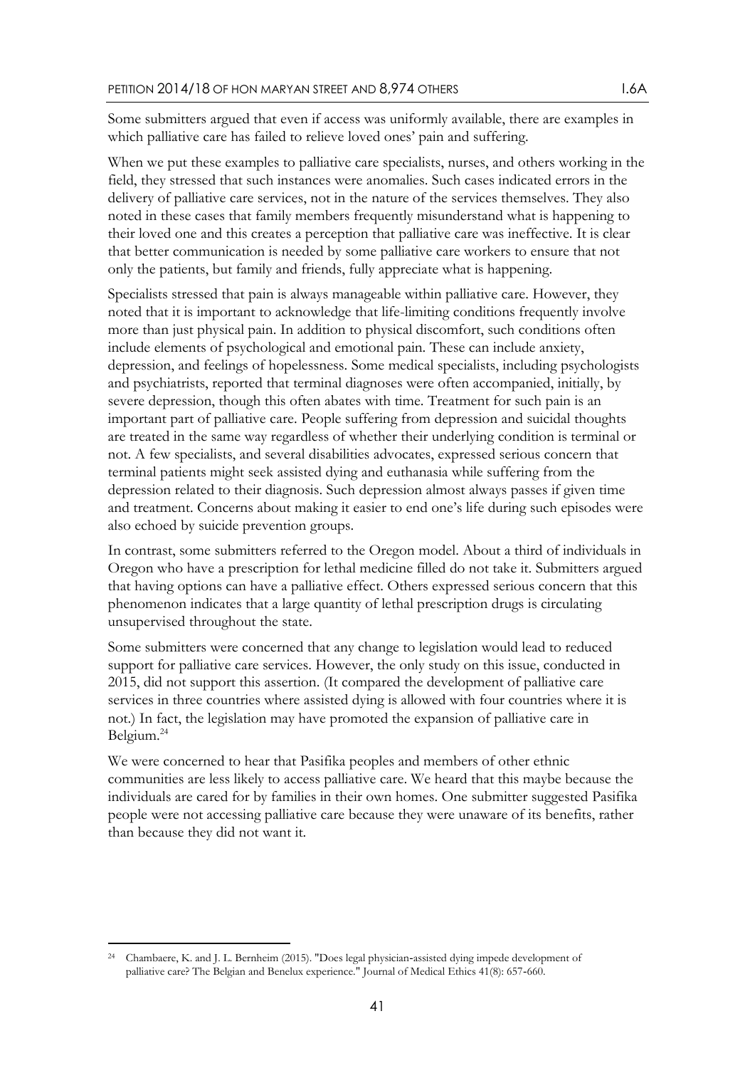Some submitters argued that even if access was uniformly available, there are examples in which palliative care has failed to relieve loved ones' pain and suffering.

When we put these examples to palliative care specialists, nurses, and others working in the field, they stressed that such instances were anomalies. Such cases indicated errors in the delivery of palliative care services, not in the nature of the services themselves. They also noted in these cases that family members frequently misunderstand what is happening to their loved one and this creates a perception that palliative care was ineffective. It is clear that better communication is needed by some palliative care workers to ensure that not only the patients, but family and friends, fully appreciate what is happening.

Specialists stressed that pain is always manageable within palliative care. However, they noted that it is important to acknowledge that life-limiting conditions frequently involve more than just physical pain. In addition to physical discomfort, such conditions often include elements of psychological and emotional pain. These can include anxiety, depression, and feelings of hopelessness. Some medical specialists, including psychologists and psychiatrists, reported that terminal diagnoses were often accompanied, initially, by severe depression, though this often abates with time. Treatment for such pain is an important part of palliative care. People suffering from depression and suicidal thoughts are treated in the same way regardless of whether their underlying condition is terminal or not. A few specialists, and several disabilities advocates, expressed serious concern that terminal patients might seek assisted dying and euthanasia while suffering from the depression related to their diagnosis. Such depression almost always passes if given time and treatment. Concerns about making it easier to end one's life during such episodes were also echoed by suicide prevention groups.

In contrast, some submitters referred to the Oregon model. About a third of individuals in Oregon who have a prescription for lethal medicine filled do not take it. Submitters argued that having options can have a palliative effect. Others expressed serious concern that this phenomenon indicates that a large quantity of lethal prescription drugs is circulating unsupervised throughout the state.

Some submitters were concerned that any change to legislation would lead to reduced support for palliative care services. However, the only study on this issue, conducted in 2015, did not support this assertion. (It compared the development of palliative care services in three countries where assisted dying is allowed with four countries where it is not.) In fact, the legislation may have promoted the expansion of palliative care in Belgium.[24]

We were concerned to hear that Pasifika peoples and members of other ethnic communities are less likely to access palliative care. We heard that this maybe because the individuals are cared for by families in their own homes. One submitter suggested Pasifika people were not accessing palliative care because they were unaware of its benefits, rather than because they did not want it.

[24] Chambaere, K. and J. L. Bernheim (2015). "Does legal physician-assisted dying impede development of palliative care? The Belgian and Benelux experience." Journal of Medical Ethics 41(8): 657-660.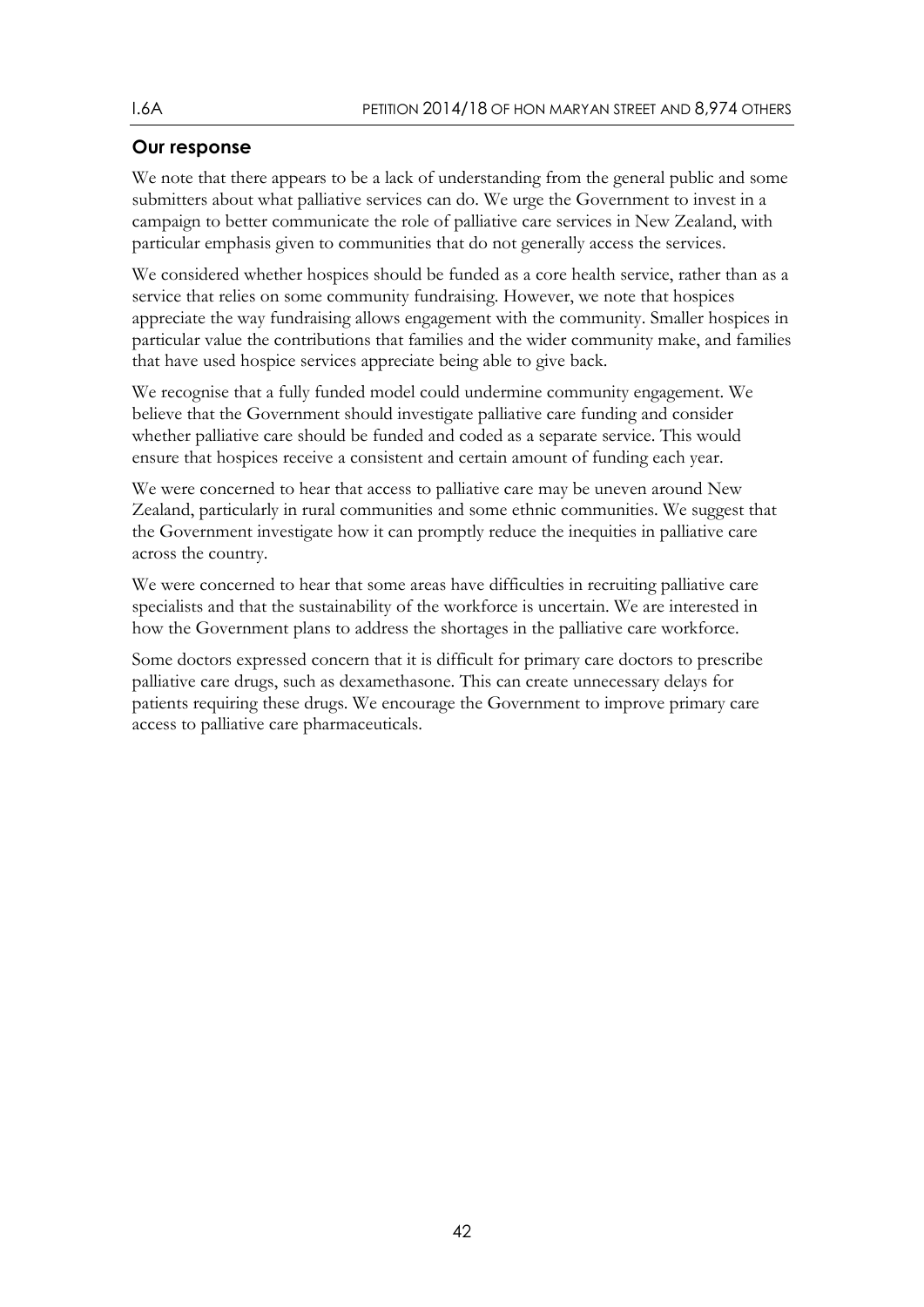### Our response

We note that there appears to be a lack of understanding from the general public and some submitters about what palliative services can do. We urge the Government to invest in a campaign to better communicate the role of palliative care services in New Zealand, with particular emphasis given to communities that do not generally access the services.

We considered whether hospices should be funded as a core health service, rather than as a service that relies on some community fundraising. However, we note that hospices appreciate the way fundraising allows engagement with the community. Smaller hospices in particular value the contributions that families and the wider community make, and families that have used hospice services appreciate being able to give back.

We recognise that a fully funded model could undermine community engagement. We believe that the Government should investigate palliative care funding and consider whether palliative care should be funded and coded as a separate service. This would ensure that hospices receive a consistent and certain amount of funding each year.

We were concerned to hear that access to palliative care may be uneven around New Zealand, particularly in rural communities and some ethnic communities. We suggest that the Government investigate how it can promptly reduce the inequities in palliative care across the country.

We were concerned to hear that some areas have difficulties in recruiting palliative care specialists and that the sustainability of the workforce is uncertain. We are interested in how the Government plans to address the shortages in the palliative care workforce.

Some doctors expressed concern that it is difficult for primary care doctors to prescribe palliative care drugs, such as dexamethasone. This can create unnecessary delays for patients requiring these drugs. We encourage the Government to improve primary care access to palliative care pharmaceuticals.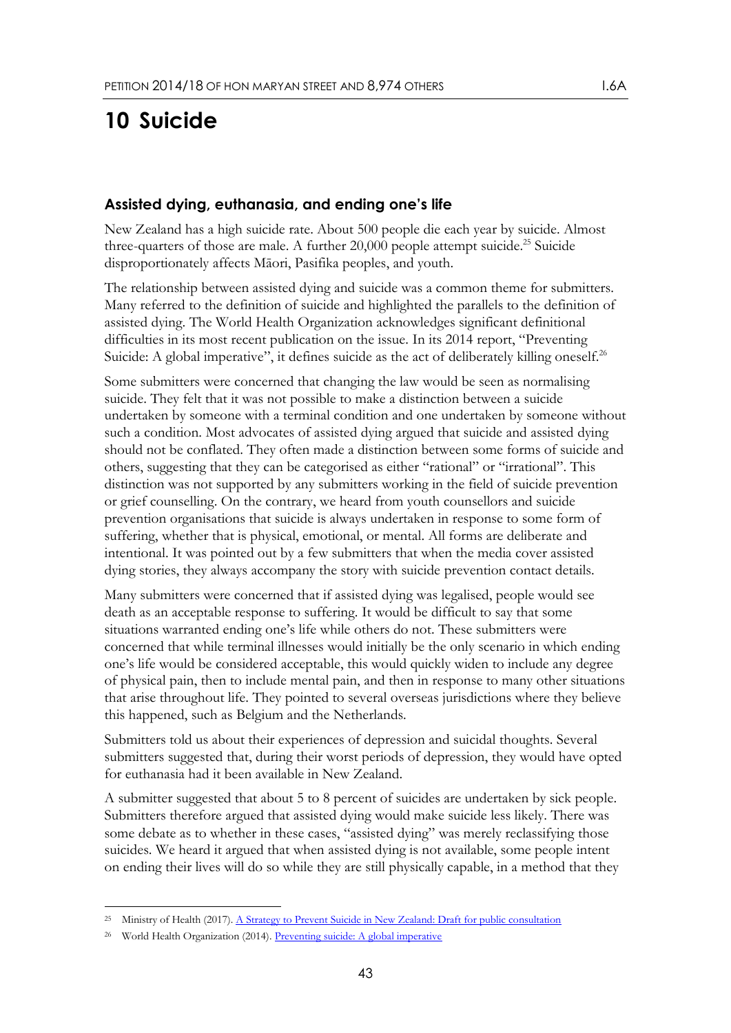# 10 Suicide

## Assisted dying, euthanasia, and ending one's life

New Zealand has a high suicide rate. About 500 people die each year by suicide. Almost three-quarters of those are male. A further 20,000 people attempt suicide.[25] Suicide disproportionately affects Māori, Pasifika peoples, and youth.

The relationship between assisted dying and suicide was a common theme for submitters. Many referred to the definition of suicide and highlighted the parallels to the definition of assisted dying. The World Health Organization acknowledges significant definitional difficulties in its most recent publication on the issue. In its 2014 report, "Preventing Suicide: A global imperative", it defines suicide as the act of deliberately killing oneself.[26]

Some submitters were concerned that changing the law would be seen as normalising suicide. They felt that it was not possible to make a distinction between a suicide undertaken by someone with a terminal condition and one undertaken by someone without such a condition. Most advocates of assisted dying argued that suicide and assisted dying should not be conflated. They often made a distinction between some forms of suicide and others, suggesting that they can be categorised as either "rational" or "irrational". This distinction was not supported by any submitters working in the field of suicide prevention or grief counselling. On the contrary, we heard from youth counsellors and suicide prevention organisations that suicide is always undertaken in response to some form of suffering, whether that is physical, emotional, or mental. All forms are deliberate and intentional. It was pointed out by a few submitters that when the media cover assisted dying stories, they always accompany the story with suicide prevention contact details.

Many submitters were concerned that if assisted dying was legalised, people would see death as an acceptable response to suffering. It would be difficult to say that some situations warranted ending one's life while others do not. These submitters were concerned that while terminal illnesses would initially be the only scenario in which ending one's life would be considered acceptable, this would quickly widen to include any degree of physical pain, then to include mental pain, and then in response to many other situations that arise throughout life. They pointed to several overseas jurisdictions where they believe this happened, such as Belgium and the Netherlands.

Submitters told us about their experiences of depression and suicidal thoughts. Several submitters suggested that, during their worst periods of depression, they would have opted for euthanasia had it been available in New Zealand.

A submitter suggested that about 5 to 8 percent of suicides are undertaken by sick people. Submitters therefore argued that assisted dying would make suicide less likely. There was some debate as to whether in these cases, "assisted dying" was merely reclassifying those suicides. We heard it argued that when assisted dying is not available, some people intent on ending their lives will do so while they are still physically capable, in a method that they

---

[25] Ministry of Health (2017). A Strategy to Prevent Suicide in New Zealand: Draft for public consultation

[26] World Health Organization (2014). Preventing suicide: A global imperative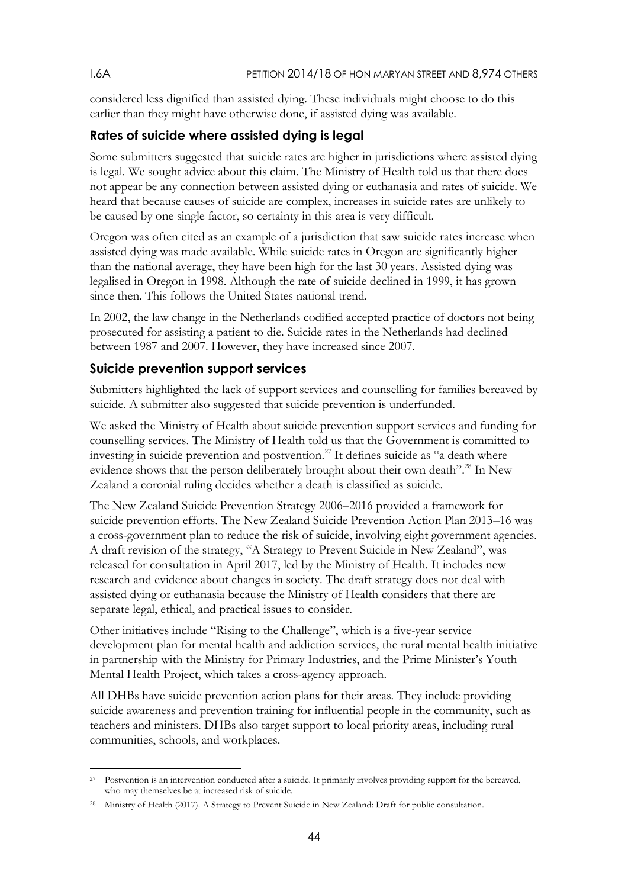considered less dignified than assisted dying. These individuals might choose to do this earlier than they might have otherwise done, if assisted dying was available.

## Rates of suicide where assisted dying is legal

Some submitters suggested that suicide rates are higher in jurisdictions where assisted dying is legal. We sought advice about this claim. The Ministry of Health told us that there does not appear be any connection between assisted dying or euthanasia and rates of suicide. We heard that because causes of suicide are complex, increases in suicide rates are unlikely to be caused by one single factor, so certainty in this area is very difficult.

Oregon was often cited as an example of a jurisdiction that saw suicide rates increase when assisted dying was made available. While suicide rates in Oregon are significantly higher than the national average, they have been high for the last 30 years. Assisted dying was legalised in Oregon in 1998. Although the rate of suicide declined in 1999, it has grown since then. This follows the United States national trend.

In 2002, the law change in the Netherlands codified accepted practice of doctors not being prosecuted for assisting a patient to die. Suicide rates in the Netherlands had declined between 1987 and 2007. However, they have increased since 2007.

## Suicide prevention support services

Submitters highlighted the lack of support services and counselling for families bereaved by suicide. A submitter also suggested that suicide prevention is underfunded.

We asked the Ministry of Health about suicide prevention support services and funding for counselling services. The Ministry of Health told us that the Government is committed to investing in suicide prevention and postvention.[27] It defines suicide as "a death where evidence shows that the person deliberately brought about their own death".[28] In New Zealand a coronial ruling decides whether a death is classified as suicide.

The New Zealand Suicide Prevention Strategy 2006–2016 provided a framework for suicide prevention efforts. The New Zealand Suicide Prevention Action Plan 2013–16 was a cross-government plan to reduce the risk of suicide, involving eight government agencies. A draft revision of the strategy, "A Strategy to Prevent Suicide in New Zealand", was released for consultation in April 2017, led by the Ministry of Health. It includes new research and evidence about changes in society. The draft strategy does not deal with assisted dying or euthanasia because the Ministry of Health considers that there are separate legal, ethical, and practical issues to consider.

Other initiatives include "Rising to the Challenge", which is a five-year service development plan for mental health and addiction services, the rural mental health initiative in partnership with the Ministry for Primary Industries, and the Prime Minister's Youth Mental Health Project, which takes a cross-agency approach.

All DHBs have suicide prevention action plans for their areas. They include providing suicide awareness and prevention training for influential people in the community, such as teachers and ministers. DHBs also target support to local priority areas, including rural communities, schools, and workplaces.

---

[27] Postvention is an intervention conducted after a suicide. It primarily involves providing support for the bereaved, who may themselves be at increased risk of suicide.

[28] Ministry of Health (2017). A Strategy to Prevent Suicide in New Zealand: Draft for public consultation.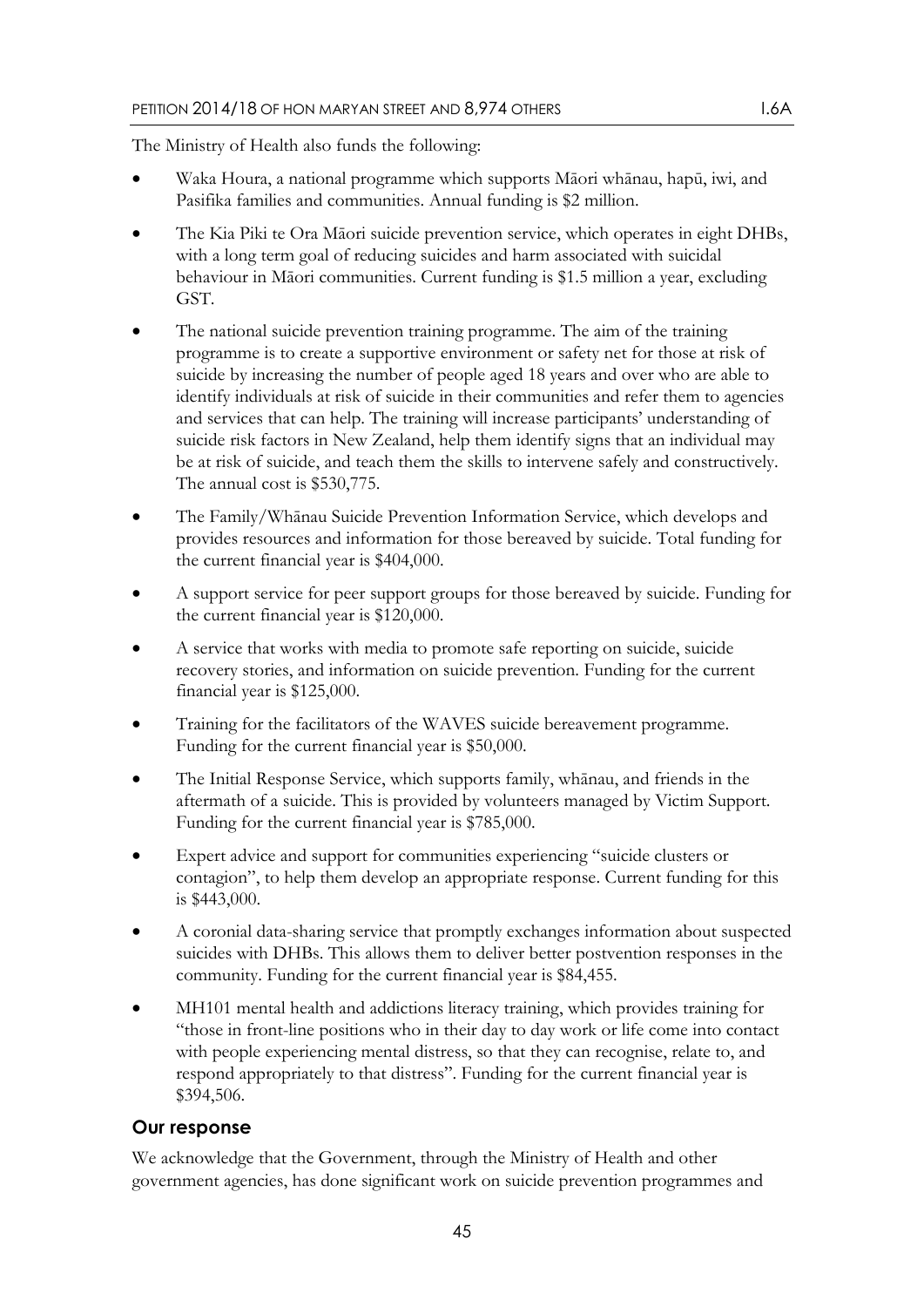The Ministry of Health also funds the following:

- Waka Houra, a national programme which supports Māori whānau, hapū, iwi, and Pasifika families and communities. Annual funding is $2 million.
- The Kia Piki te Ora Māori suicide prevention service, which operates in eight DHBs, with a long term goal of reducing suicides and harm associated with suicidal behaviour in Māori communities. Current funding is $1.5 million a year, excluding GST.
- The national suicide prevention training programme. The aim of the training programme is to create a supportive environment or safety net for those at risk of suicide by increasing the number of people aged 18 years and over who are able to identify individuals at risk of suicide in their communities and refer them to agencies and services that can help. The training will increase participants' understanding of suicide risk factors in New Zealand, help them identify signs that an individual may be at risk of suicide, and teach them the skills to intervene safely and constructively. The annual cost is $530,775.
- The Family/Whānau Suicide Prevention Information Service, which develops and provides resources and information for those bereaved by suicide. Total funding for the current financial year is $404,000.
- A support service for peer support groups for those bereaved by suicide. Funding for the current financial year is $120,000.
- A service that works with media to promote safe reporting on suicide, suicide recovery stories, and information on suicide prevention. Funding for the current financial year is $125,000.
- Training for the facilitators of the WAVES suicide bereavement programme. Funding for the current financial year is $50,000.
- The Initial Response Service, which supports family, whānau, and friends in the aftermath of a suicide. This is provided by volunteers managed by Victim Support. Funding for the current financial year is $785,000.
- Expert advice and support for communities experiencing "suicide clusters or contagion", to help them develop an appropriate response. Current funding for this is $443,000.
- A coronial data-sharing service that promptly exchanges information about suspected suicides with DHBs. This allows them to deliver better postvention responses in the community. Funding for the current financial year is $84,455.
- MH101 mental health and addictions literacy training, which provides training for "those in front-line positions who in their day to day work or life come into contact with people experiencing mental distress, so that they can recognise, relate to, and respond appropriately to that distress". Funding for the current financial year is $394,506.

## Our response

We acknowledge that the Government, through the Ministry of Health and other government agencies, has done significant work on suicide prevention programmes and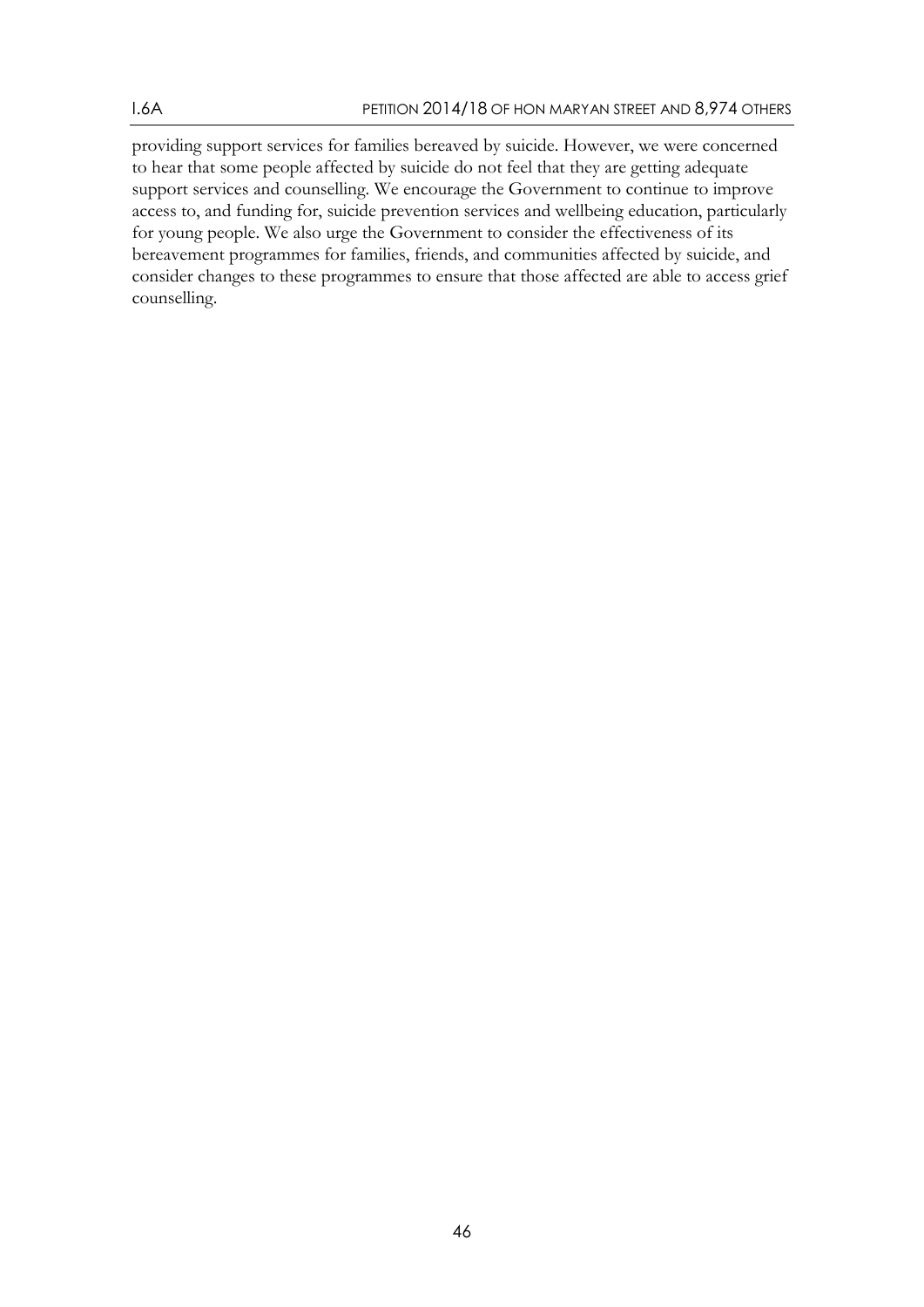providing support services for families bereaved by suicide. However, we were concerned to hear that some people affected by suicide do not feel that they are getting adequate support services and counselling. We encourage the Government to continue to improve access to, and funding for, suicide prevention services and wellbeing education, particularly for young people. We also urge the Government to consider the effectiveness of its bereavement programmes for families, friends, and communities affected by suicide, and consider changes to these programmes to ensure that those affected are able to access grief counselling.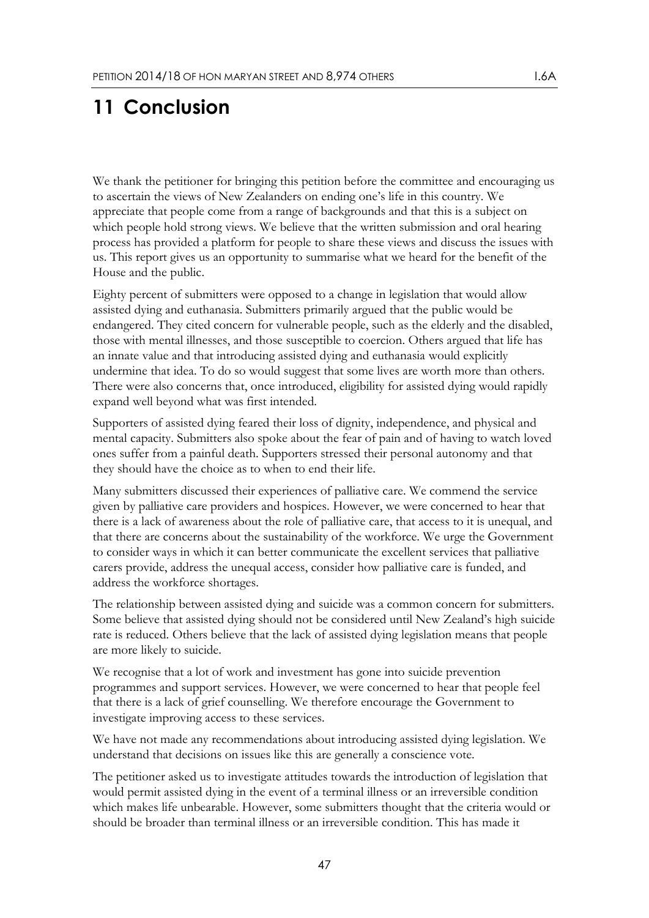# 11 Conclusion

We thank the petitioner for bringing this petition before the committee and encouraging us to ascertain the views of New Zealanders on ending one's life in this country. We appreciate that people come from a range of backgrounds and that this is a subject on which people hold strong views. We believe that the written submission and oral hearing process has provided a platform for people to share these views and discuss the issues with us. This report gives us an opportunity to summarise what we heard for the benefit of the House and the public.

Eighty percent of submitters were opposed to a change in legislation that would allow assisted dying and euthanasia. Submitters primarily argued that the public would be endangered. They cited concern for vulnerable people, such as the elderly and the disabled, those with mental illnesses, and those susceptible to coercion. Others argued that life has an innate value and that introducing assisted dying and euthanasia would explicitly undermine that idea. To do so would suggest that some lives are worth more than others. There were also concerns that, once introduced, eligibility for assisted dying would rapidly expand well beyond what was first intended.

Supporters of assisted dying feared their loss of dignity, independence, and physical and mental capacity. Submitters also spoke about the fear of pain and of having to watch loved ones suffer from a painful death. Supporters stressed their personal autonomy and that they should have the choice as to when to end their life.

Many submitters discussed their experiences of palliative care. We commend the service given by palliative care providers and hospices. However, we were concerned to hear that there is a lack of awareness about the role of palliative care, that access to it is unequal, and that there are concerns about the sustainability of the workforce. We urge the Government to consider ways in which it can better communicate the excellent services that palliative carers provide, address the unequal access, consider how palliative care is funded, and address the workforce shortages.

The relationship between assisted dying and suicide was a common concern for submitters. Some believe that assisted dying should not be considered until New Zealand's high suicide rate is reduced. Others believe that the lack of assisted dying legislation means that people are more likely to suicide.

We recognise that a lot of work and investment has gone into suicide prevention programmes and support services. However, we were concerned to hear that people feel that there is a lack of grief counselling. We therefore encourage the Government to investigate improving access to these services.

We have not made any recommendations about introducing assisted dying legislation. We understand that decisions on issues like this are generally a conscience vote.

The petitioner asked us to investigate attitudes towards the introduction of legislation that would permit assisted dying in the event of a terminal illness or an irreversible condition which makes life unbearable. However, some submitters thought that the criteria would or should be broader than terminal illness or an irreversible condition. This has made it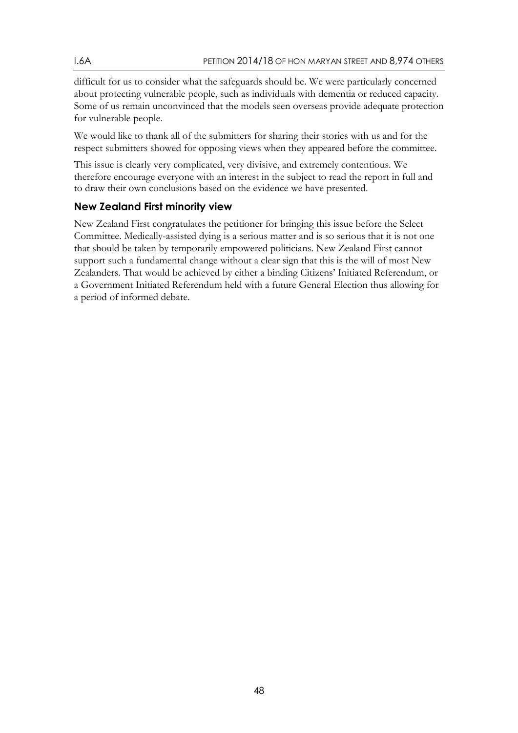difficult for us to consider what the safeguards should be. We were particularly concerned about protecting vulnerable people, such as individuals with dementia or reduced capacity. Some of us remain unconvinced that the models seen overseas provide adequate protection for vulnerable people.

We would like to thank all of the submitters for sharing their stories with us and for the respect submitters showed for opposing views when they appeared before the committee.

This issue is clearly very complicated, very divisive, and extremely contentious. We therefore encourage everyone with an interest in the subject to read the report in full and to draw their own conclusions based on the evidence we have presented.

## New Zealand First minority view

New Zealand First congratulates the petitioner for bringing this issue before the Select Committee. Medically-assisted dying is a serious matter and is so serious that it is not one that should be taken by temporarily empowered politicians. New Zealand First cannot support such a fundamental change without a clear sign that this is the will of most New Zealanders. That would be achieved by either a binding Citizens' Initiated Referendum, or a Government Initiated Referendum held with a future General Election thus allowing for a period of informed debate.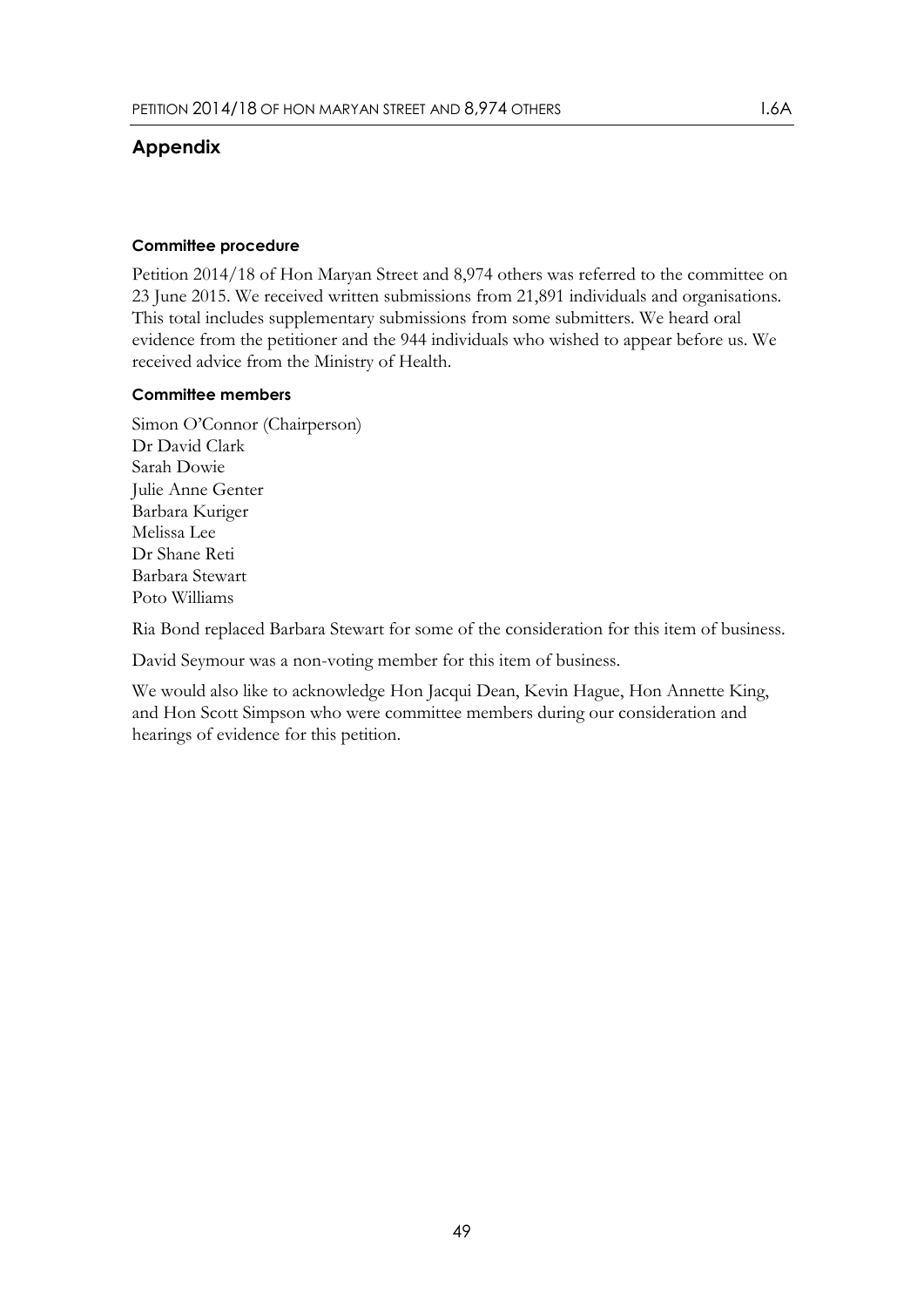## Appendix

### Committee procedure

Petition 2014/18 of Hon Maryan Street and 8,974 others was referred to the committee on 23 June 2015. We received written submissions from 21,891 individuals and organisations. This total includes supplementary submissions from some submitters. We heard oral evidence from the petitioner and the 944 individuals who wished to appear before us. We received advice from the Ministry of Health.

### Committee members

Simon O'Connor (Chairperson)
Dr David Clark
Sarah Dowie
Julie Anne Genter
Barbara Kuriger
Melissa Lee
Dr Shane Reti
Barbara Stewart
Poto Williams

Ria Bond replaced Barbara Stewart for some of the consideration for this item of business.

David Seymour was a non-voting member for this item of business.

We would also like to acknowledge Hon Jacqui Dean, Kevin Hague, Hon Annette King, and Hon Scott Simpson who were committee members during our consideration and hearings of evidence for this petition.